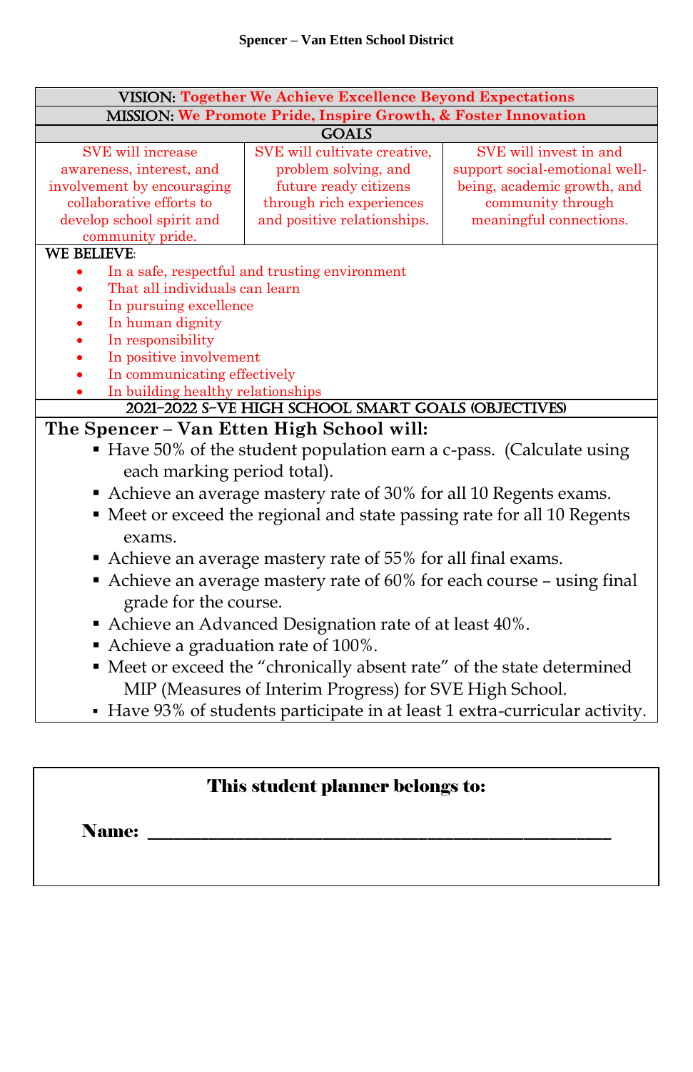**Spencer – Van Etten School District**

| VISION: Together We Achieve Excellence Beyond Expectations | | |
|---|---|---|
| MISSION: We Promote Pride, Inspire Growth, & Foster Innovation | | |
| GOALS | | |
| SVE will increase awareness, interest, and involvement by encouraging collaborative efforts to develop school spirit and community pride. | SVE will cultivate creative, problem solving, and future ready citizens through rich experiences and positive relationships. | SVE will invest in and support social-emotional well-being, academic growth, and community through meaningful connections. |

WE BELIEVE:

- In a safe, respectful and trusting environment
- That all individuals can learn
- In pursuing excellence
- In human dignity
- In responsibility
- In positive involvement
- In communicating effectively
- In building healthy relationships

## 2021-2022 S-VE HIGH SCHOOL SMART GOALS (OBJECTIVES)

**The Spencer – Van Etten High School will:**

- Have 50% of the student population earn a c-pass. (Calculate using each marking period total).
- Achieve an average mastery rate of 30% for all 10 Regents exams.
- Meet or exceed the regional and state passing rate for all 10 Regents exams.
- Achieve an average mastery rate of 55% for all final exams.
- Achieve an average mastery rate of 60% for each course – using final grade for the course.
- Achieve an Advanced Designation rate of at least 40%.
- Achieve a graduation rate of 100%.
- Meet or exceed the "chronically absent rate" of the state determined MIP (Measures of Interim Progress) for SVE High School.
- Have 93% of students participate in at least 1 extra-curricular activity.

**This student planner belongs to:**

**Name:** ________________________________________________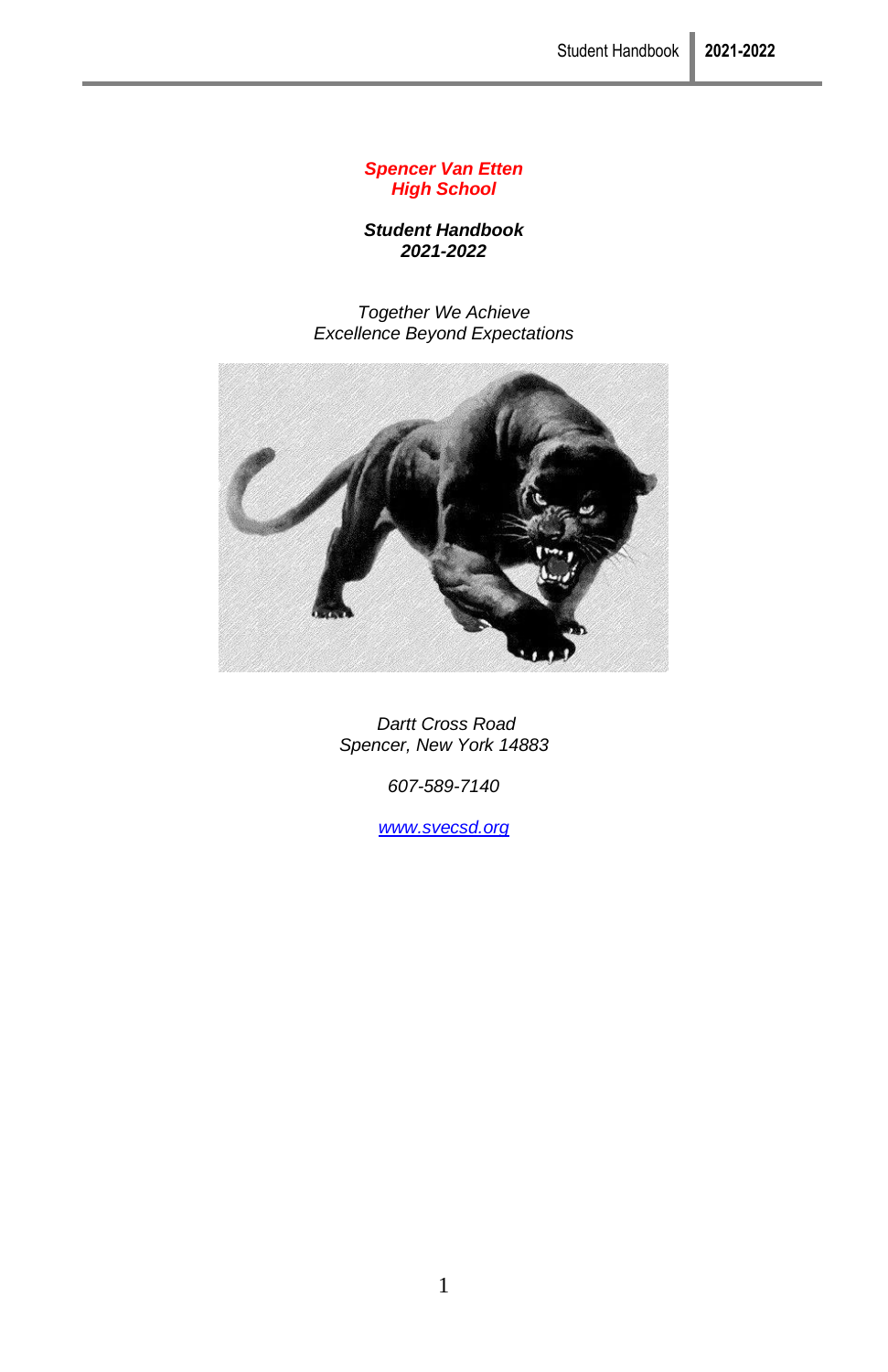***Spencer Van Etten***
***High School***

***Student Handbook***
***2021-2022***

*Together We Achieve*
*Excellence Beyond Expectations*

*Dartt Cross Road*
*Spencer, New York 14883*

*607-589-7140*

*[www.svecsd.org](http://www.svecsd.org)*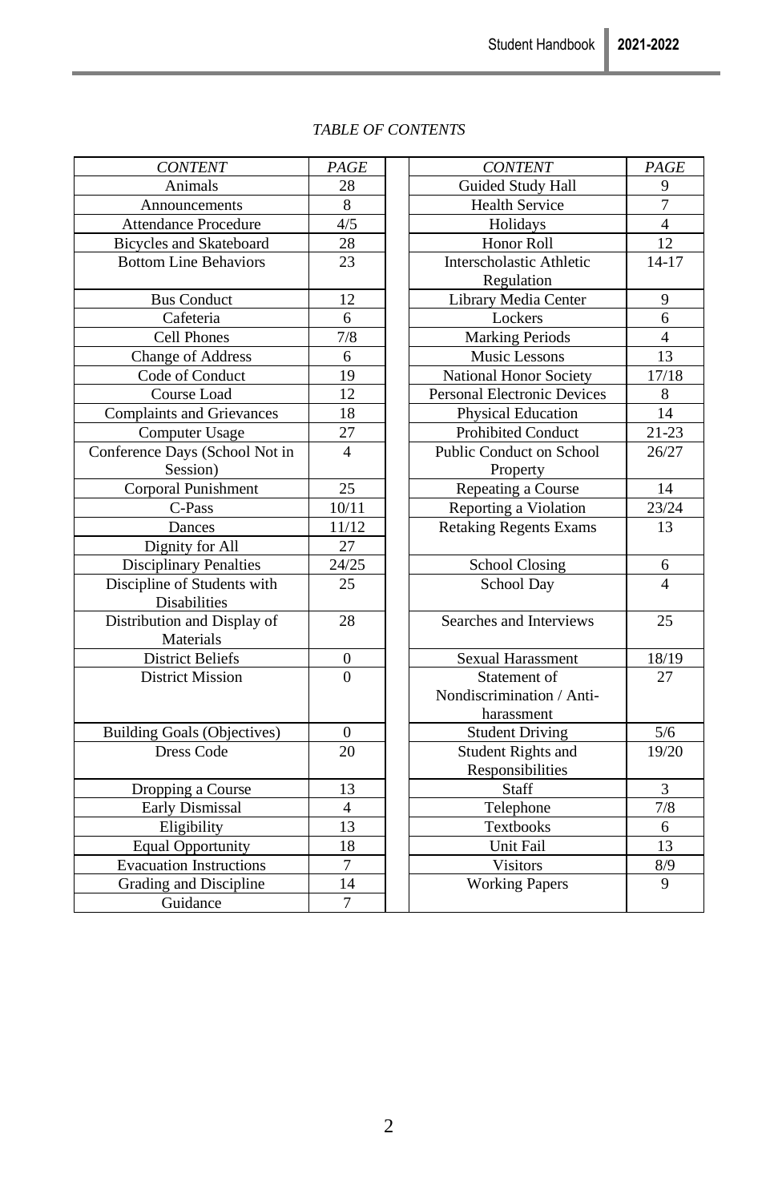*TABLE OF CONTENTS*

| *CONTENT* | *PAGE* | | *CONTENT* | *PAGE* |
|---|---|---|---|---|
| Animals | 28 | | Guided Study Hall | 9 |
| Announcements | 8 | | Health Service | 7 |
| Attendance Procedure | 4/5 | | Holidays | 4 |
| Bicycles and Skateboard | 28 | | Honor Roll | 12 |
| Bottom Line Behaviors | 23 | | Interscholastic Athletic Regulation | 14-17 |
| Bus Conduct | 12 | | Library Media Center | 9 |
| Cafeteria | 6 | | Lockers | 6 |
| Cell Phones | 7/8 | | Marking Periods | 4 |
| Change of Address | 6 | | Music Lessons | 13 |
| Code of Conduct | 19 | | National Honor Society | 17/18 |
| Course Load | 12 | | Personal Electronic Devices | 8 |
| Complaints and Grievances | 18 | | Physical Education | 14 |
| Computer Usage | 27 | | Prohibited Conduct | 21-23 |
| Conference Days (School Not in Session) | 4 | | Public Conduct on School Property | 26/27 |
| Corporal Punishment | 25 | | Repeating a Course | 14 |
| C-Pass | 10/11 | | Reporting a Violation | 23/24 |
| Dances | 11/12 | | Retaking Regents Exams | 13 |
| Dignity for All | 27 | | | |
| Disciplinary Penalties | 24/25 | | School Closing | 6 |
| Discipline of Students with Disabilities | 25 | | School Day | 4 |
| Distribution and Display of Materials | 28 | | Searches and Interviews | 25 |
| District Beliefs | 0 | | Sexual Harassment | 18/19 |
| District Mission | 0 | | Statement of Nondiscrimination / Anti-harassment | 27 |
| Building Goals (Objectives) | 0 | | Student Driving | 5/6 |
| Dress Code | 20 | | Student Rights and Responsibilities | 19/20 |
| Dropping a Course | 13 | | Staff | 3 |
| Early Dismissal | 4 | | Telephone | 7/8 |
| Eligibility | 13 | | Textbooks | 6 |
| Equal Opportunity | 18 | | Unit Fail | 13 |
| Evacuation Instructions | 7 | | Visitors | 8/9 |
| Grading and Discipline | 14 | | Working Papers | 9 |
| Guidance | 7 | | | |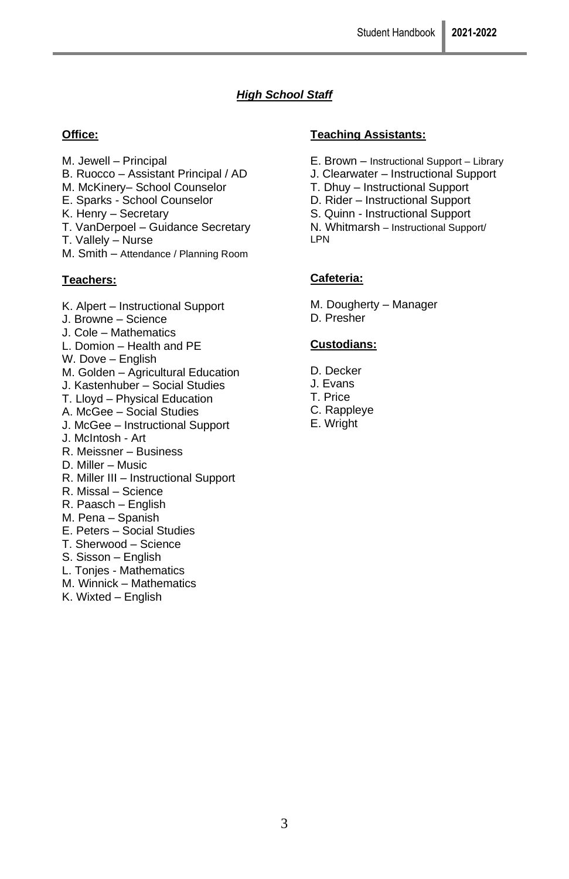## *High School Staff*

**Office:**

M. Jewell – Principal
B. Ruocco – Assistant Principal / AD
M. McKinery– School Counselor
E. Sparks - School Counselor
K. Henry – Secretary
T. VanDerpoel – Guidance Secretary
T. Vallely – Nurse
M. Smith – Attendance / Planning Room

**Teachers:**

K. Alpert – Instructional Support
J. Browne – Science
J. Cole – Mathematics
L. Domion – Health and PE
W. Dove – English
M. Golden – Agricultural Education
J. Kastenhuber – Social Studies
T. Lloyd – Physical Education
A. McGee – Social Studies
J. McGee – Instructional Support
J. McIntosh - Art
R. Meissner – Business
D. Miller – Music
R. Miller III – Instructional Support
R. Missal – Science
R. Paasch – English
M. Pena – Spanish
E. Peters – Social Studies
T. Sherwood – Science
S. Sisson – English
L. Tonjes - Mathematics
M. Winnick – Mathematics
K. Wixted – English

**Teaching Assistants:**

E. Brown – Instructional Support – Library
J. Clearwater – Instructional Support
T. Dhuy – Instructional Support
D. Rider – Instructional Support
S. Quinn - Instructional Support
N. Whitmarsh – Instructional Support/ LPN

**Cafeteria:**

M. Dougherty – Manager
D. Presher

**Custodians:**

D. Decker
J. Evans
T. Price
C. Rappleye
E. Wright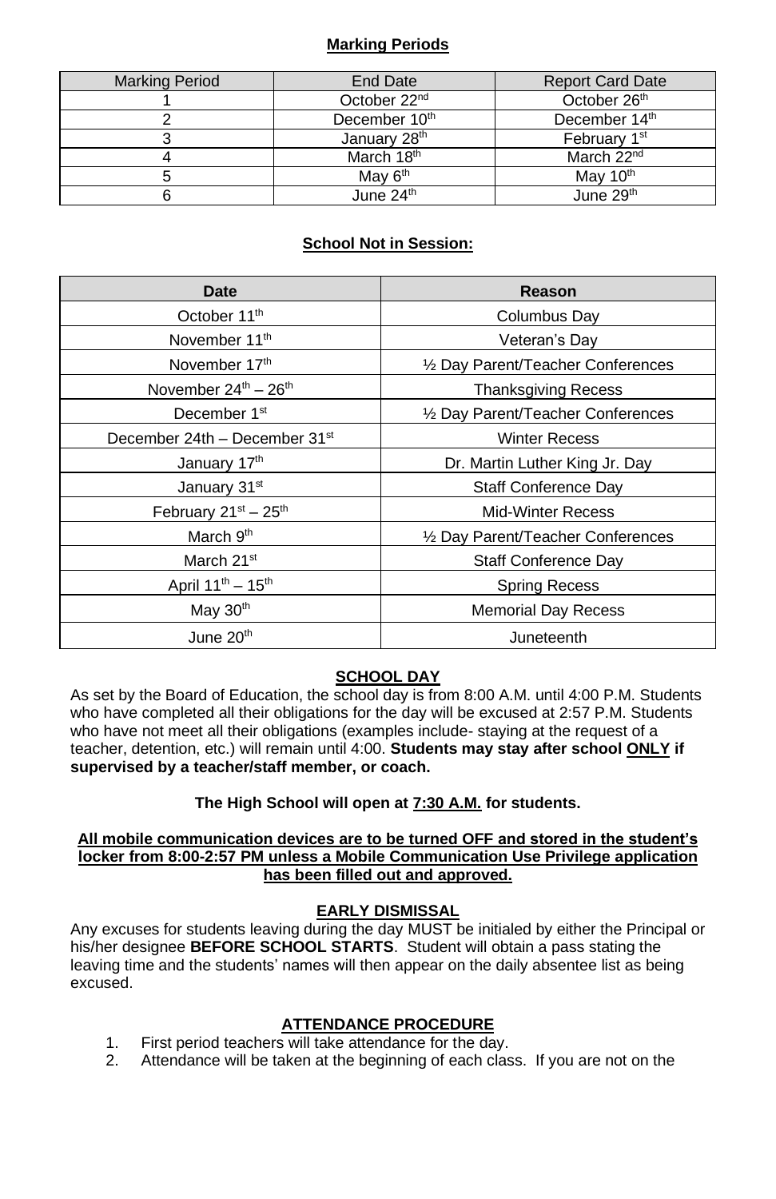**Marking Periods**

| Marking Period | End Date | Report Card Date |
|---|---|---|
| 1 | October 22nd | October 26th |
| 2 | December 10th | December 14th |
| 3 | January 28th | February 1st |
| 4 | March 18th | March 22nd |
| 5 | May 6th | May 10th |
| 6 | June 24th | June 29th |

**School Not in Session:**

| Date | Reason |
|---|---|
| October 11th | Columbus Day |
| November 11th | Veteran's Day |
| November 17th | ½ Day Parent/Teacher Conferences |
| November 24th – 26th | Thanksgiving Recess |
| December 1st | ½ Day Parent/Teacher Conferences |
| December 24th – December 31st | Winter Recess |
| January 17th | Dr. Martin Luther King Jr. Day |
| January 31st | Staff Conference Day |
| February 21st – 25th | Mid-Winter Recess |
| March 9th | ½ Day Parent/Teacher Conferences |
| March 21st | Staff Conference Day |
| April 11th – 15th | Spring Recess |
| May 30th | Memorial Day Recess |
| June 20th | Juneteenth |

## SCHOOL DAY

As set by the Board of Education, the school day is from 8:00 A.M. until 4:00 P.M. Students who have completed all their obligations for the day will be excused at 2:57 P.M. Students who have not meet all their obligations (examples include- staying at the request of a teacher, detention, etc.) will remain until 4:00. **Students may stay after school ONLY if supervised by a teacher/staff member, or coach.**

**The High School will open at 7:30 A.M. for students.**

**All mobile communication devices are to be turned OFF and stored in the student's locker from 8:00-2:57 PM unless a Mobile Communication Use Privilege application has been filled out and approved.**

## EARLY DISMISSAL

Any excuses for students leaving during the day MUST be initialed by either the Principal or his/her designee **BEFORE SCHOOL STARTS**. Student will obtain a pass stating the leaving time and the students' names will then appear on the daily absentee list as being excused.

## ATTENDANCE PROCEDURE

1. First period teachers will take attendance for the day.
2. Attendance will be taken at the beginning of each class. If you are not on the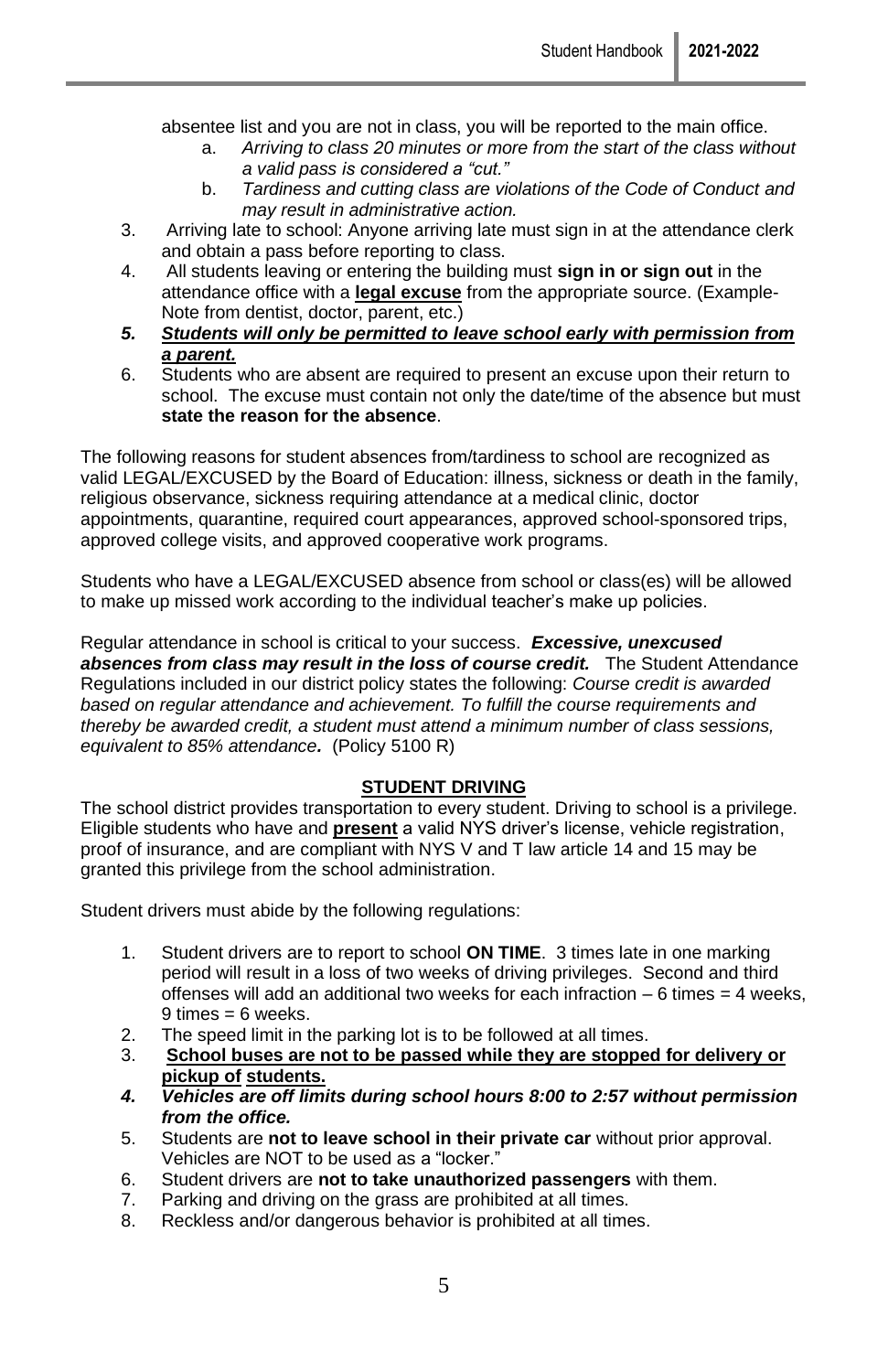absentee list and you are not in class, you will be reported to the main office.

   a. *Arriving to class 20 minutes or more from the start of the class without a valid pass is considered a "cut."*
   b. *Tardiness and cutting class are violations of the Code of Conduct and may result in administrative action.*

3. Arriving late to school: Anyone arriving late must sign in at the attendance clerk and obtain a pass before reporting to class.
4. All students leaving or entering the building must **sign in or sign out** in the attendance office with a **<u>legal excuse</u>** from the appropriate source. (Example- Note from dentist, doctor, parent, etc.)
5. ***<u>Students will only be permitted to leave school early with permission from a parent.</u>***
6. Students who are absent are required to present an excuse upon their return to school. The excuse must contain not only the date/time of the absence but must **state the reason for the absence**.

The following reasons for student absences from/tardiness to school are recognized as valid LEGAL/EXCUSED by the Board of Education: illness, sickness or death in the family, religious observance, sickness requiring attendance at a medical clinic, doctor appointments, quarantine, required court appearances, approved school-sponsored trips, approved college visits, and approved cooperative work programs.

Students who have a LEGAL/EXCUSED absence from school or class(es) will be allowed to make up missed work according to the individual teacher's make up policies.

Regular attendance in school is critical to your success. ***Excessive, unexcused absences from class may result in the loss of course credit.*** The Student Attendance Regulations included in our district policy states the following: *Course credit is awarded based on regular attendance and achievement. To fulfill the course requirements and thereby be awarded credit, a student must attend a minimum number of class sessions, equivalent to 85% attendance.* (Policy 5100 R)

## <u>STUDENT DRIVING</u>

The school district provides transportation to every student. Driving to school is a privilege. Eligible students who have and **<u>present</u>** a valid NYS driver's license, vehicle registration, proof of insurance, and are compliant with NYS V and T law article 14 and 15 may be granted this privilege from the school administration.

Student drivers must abide by the following regulations:

1. Student drivers are to report to school **ON TIME**. 3 times late in one marking period will result in a loss of two weeks of driving privileges. Second and third offenses will add an additional two weeks for each infraction – 6 times = 4 weeks, 9 times = 6 weeks.
2. The speed limit in the parking lot is to be followed at all times.
3. **<u>School buses are not to be passed while they are stopped for delivery or pickup of students.</u>**
4. ***Vehicles are off limits during school hours 8:00 to 2:57 without permission from the office.***
5. Students are **not to leave school in their private car** without prior approval. Vehicles are NOT to be used as a "locker."
6. Student drivers are **not to take unauthorized passengers** with them.
7. Parking and driving on the grass are prohibited at all times.
8. Reckless and/or dangerous behavior is prohibited at all times.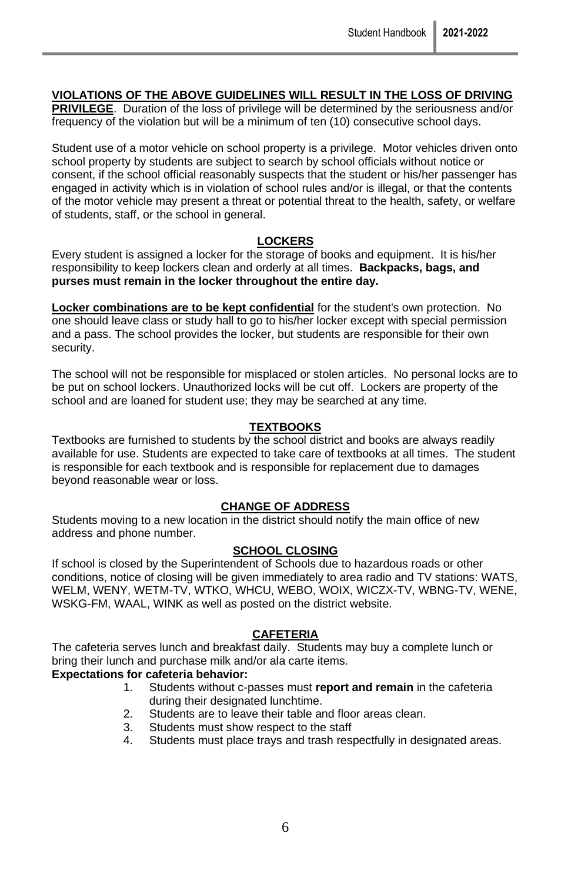**VIOLATIONS OF THE ABOVE GUIDELINES WILL RESULT IN THE LOSS OF DRIVING PRIVILEGE**. Duration of the loss of privilege will be determined by the seriousness and/or frequency of the violation but will be a minimum of ten (10) consecutive school days.

Student use of a motor vehicle on school property is a privilege. Motor vehicles driven onto school property by students are subject to search by school officials without notice or consent, if the school official reasonably suspects that the student or his/her passenger has engaged in activity which is in violation of school rules and/or is illegal, or that the contents of the motor vehicle may present a threat or potential threat to the health, safety, or welfare of students, staff, or the school in general.

## LOCKERS

Every student is assigned a locker for the storage of books and equipment. It is his/her responsibility to keep lockers clean and orderly at all times. **Backpacks, bags, and purses must remain in the locker throughout the entire day.**

**Locker combinations are to be kept confidential** for the student's own protection. No one should leave class or study hall to go to his/her locker except with special permission and a pass. The school provides the locker, but students are responsible for their own security.

The school will not be responsible for misplaced or stolen articles. No personal locks are to be put on school lockers. Unauthorized locks will be cut off. Lockers are property of the school and are loaned for student use; they may be searched at any time.

## TEXTBOOKS

Textbooks are furnished to students by the school district and books are always readily available for use. Students are expected to take care of textbooks at all times. The student is responsible for each textbook and is responsible for replacement due to damages beyond reasonable wear or loss.

## CHANGE OF ADDRESS

Students moving to a new location in the district should notify the main office of new address and phone number.

## SCHOOL CLOSING

If school is closed by the Superintendent of Schools due to hazardous roads or other conditions, notice of closing will be given immediately to area radio and TV stations: WATS, WELM, WENY, WETM-TV, WTKO, WHCU, WEBO, WOIX, WICZX-TV, WBNG-TV, WENE, WSKG-FM, WAAL, WINK as well as posted on the district website.

## CAFETERIA

The cafeteria serves lunch and breakfast daily. Students may buy a complete lunch or bring their lunch and purchase milk and/or ala carte items.

**Expectations for cafeteria behavior:**

1. Students without c-passes must **report and remain** in the cafeteria during their designated lunchtime.
2. Students are to leave their table and floor areas clean.
3. Students must show respect to the staff
4. Students must place trays and trash respectfully in designated areas.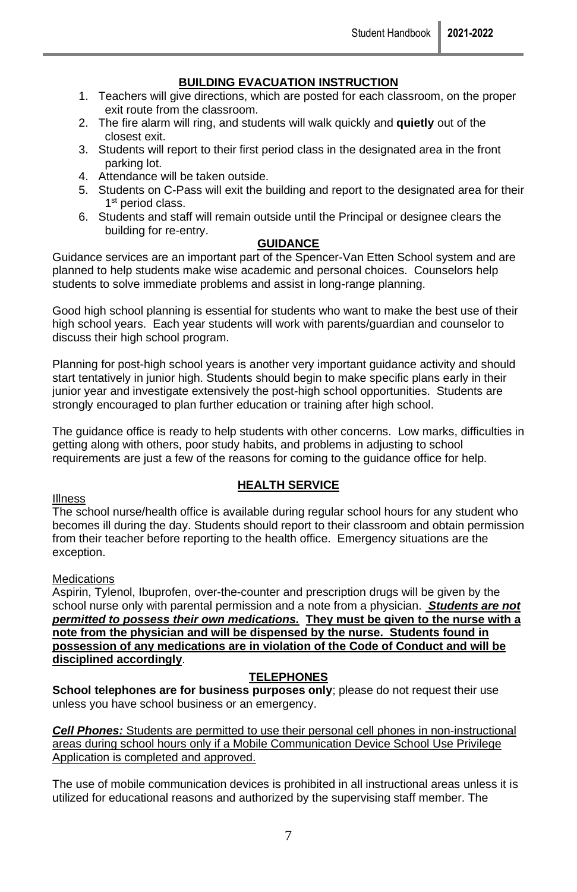## BUILDING EVACUATION INSTRUCTION

1. Teachers will give directions, which are posted for each classroom, on the proper exit route from the classroom.
2. The fire alarm will ring, and students will walk quickly and **quietly** out of the closest exit.
3. Students will report to their first period class in the designated area in the front parking lot.
4. Attendance will be taken outside.
5. Students on C-Pass will exit the building and report to the designated area for their 1st period class.
6. Students and staff will remain outside until the Principal or designee clears the building for re-entry.

## GUIDANCE

Guidance services are an important part of the Spencer-Van Etten School system and are planned to help students make wise academic and personal choices. Counselors help students to solve immediate problems and assist in long-range planning.

Good high school planning is essential for students who want to make the best use of their high school years. Each year students will work with parents/guardian and counselor to discuss their high school program.

Planning for post-high school years is another very important guidance activity and should start tentatively in junior high. Students should begin to make specific plans early in their junior year and investigate extensively the post-high school opportunities. Students are strongly encouraged to plan further education or training after high school.

The guidance office is ready to help students with other concerns. Low marks, difficulties in getting along with others, poor study habits, and problems in adjusting to school requirements are just a few of the reasons for coming to the guidance office for help.

## HEALTH SERVICE

Illness

The school nurse/health office is available during regular school hours for any student who becomes ill during the day. Students should report to their classroom and obtain permission from their teacher before reporting to the health office. Emergency situations are the exception.

Medications

Aspirin, Tylenol, Ibuprofen, over-the-counter and prescription drugs will be given by the school nurse only with parental permission and a note from a physician. ***Students are not permitted to possess their own medications.*** **They must be given to the nurse with a note from the physician and will be dispensed by the nurse. Students found in possession of any medications are in violation of the Code of Conduct and will be disciplined accordingly**.

## TELEPHONES

**School telephones are for business purposes only**; please do not request their use unless you have school business or an emergency.

***Cell Phones:*** Students are permitted to use their personal cell phones in non-instructional areas during school hours only if a Mobile Communication Device School Use Privilege Application is completed and approved.

The use of mobile communication devices is prohibited in all instructional areas unless it is utilized for educational reasons and authorized by the supervising staff member. The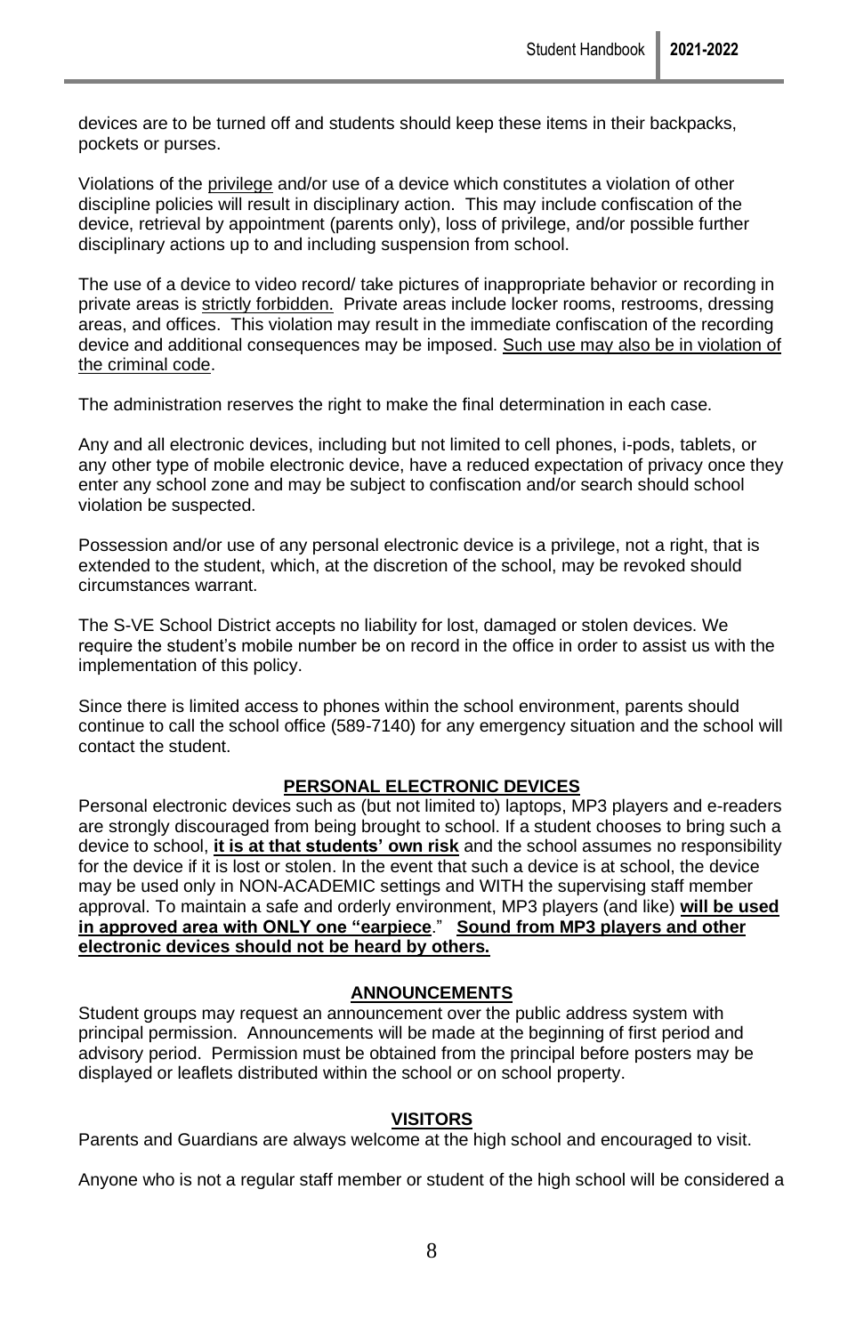devices are to be turned off and students should keep these items in their backpacks, pockets or purses.

Violations of the privilege and/or use of a device which constitutes a violation of other discipline policies will result in disciplinary action. This may include confiscation of the device, retrieval by appointment (parents only), loss of privilege, and/or possible further disciplinary actions up to and including suspension from school.

The use of a device to video record/ take pictures of inappropriate behavior or recording in private areas is strictly forbidden. Private areas include locker rooms, restrooms, dressing areas, and offices. This violation may result in the immediate confiscation of the recording device and additional consequences may be imposed. Such use may also be in violation of the criminal code.

The administration reserves the right to make the final determination in each case.

Any and all electronic devices, including but not limited to cell phones, i-pods, tablets, or any other type of mobile electronic device, have a reduced expectation of privacy once they enter any school zone and may be subject to confiscation and/or search should school violation be suspected.

Possession and/or use of any personal electronic device is a privilege, not a right, that is extended to the student, which, at the discretion of the school, may be revoked should circumstances warrant.

The S-VE School District accepts no liability for lost, damaged or stolen devices. We require the student's mobile number be on record in the office in order to assist us with the implementation of this policy.

Since there is limited access to phones within the school environment, parents should continue to call the school office (589-7140) for any emergency situation and the school will contact the student.

## PERSONAL ELECTRONIC DEVICES

Personal electronic devices such as (but not limited to) laptops, MP3 players and e-readers are strongly discouraged from being brought to school. If a student chooses to bring such a device to school, **it is at that students' own risk** and the school assumes no responsibility for the device if it is lost or stolen. In the event that such a device is at school, the device may be used only in NON-ACADEMIC settings and WITH the supervising staff member approval. To maintain a safe and orderly environment, MP3 players (and like) **will be used in approved area with ONLY one "earpiece**." **Sound from MP3 players and other electronic devices should not be heard by others.**

## ANNOUNCEMENTS

Student groups may request an announcement over the public address system with principal permission. Announcements will be made at the beginning of first period and advisory period. Permission must be obtained from the principal before posters may be displayed or leaflets distributed within the school or on school property.

## VISITORS

Parents and Guardians are always welcome at the high school and encouraged to visit.

Anyone who is not a regular staff member or student of the high school will be considered a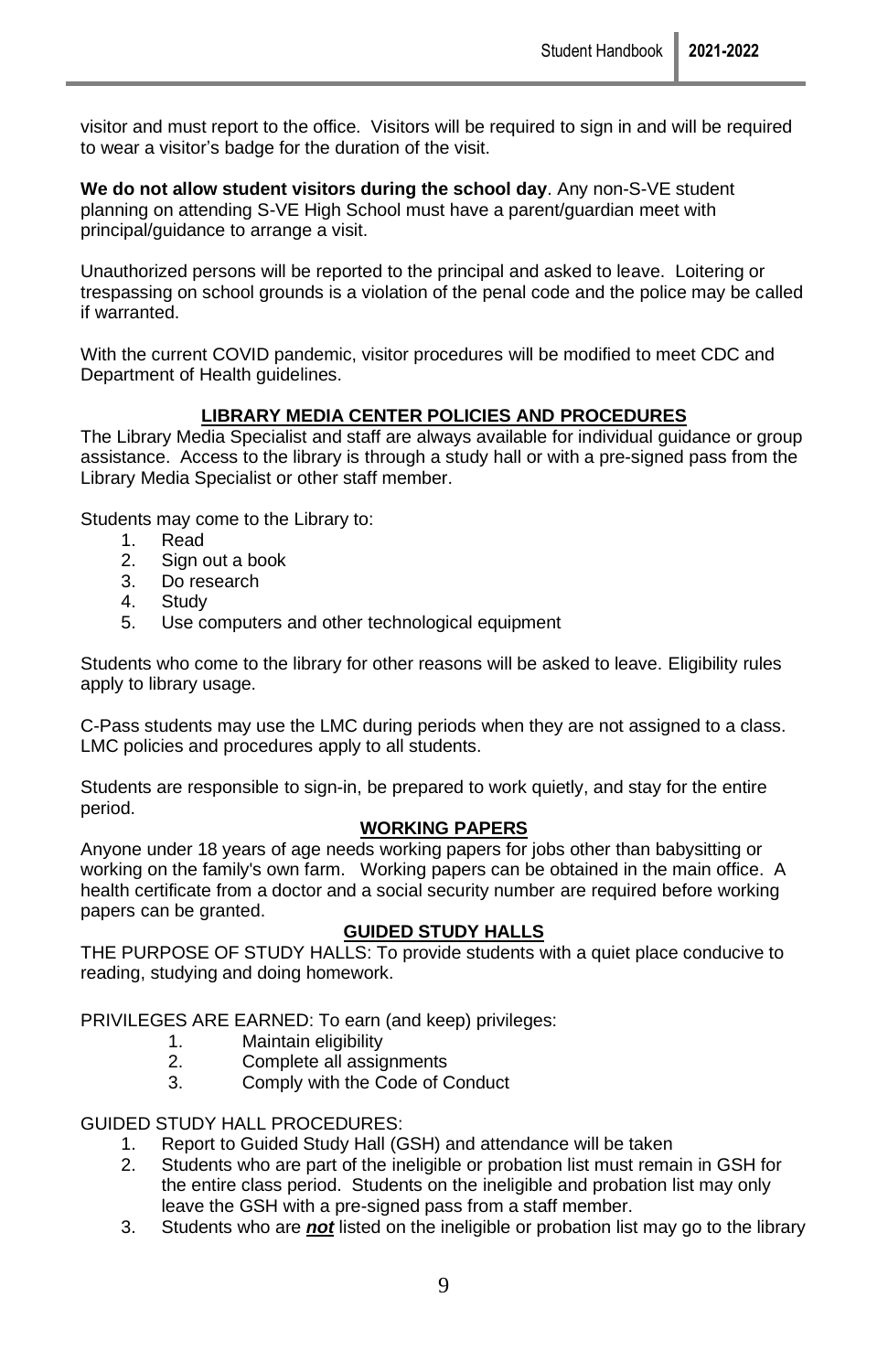visitor and must report to the office. Visitors will be required to sign in and will be required to wear a visitor's badge for the duration of the visit.

**We do not allow student visitors during the school day**. Any non-S-VE student planning on attending S-VE High School must have a parent/guardian meet with principal/guidance to arrange a visit.

Unauthorized persons will be reported to the principal and asked to leave. Loitering or trespassing on school grounds is a violation of the penal code and the police may be called if warranted.

With the current COVID pandemic, visitor procedures will be modified to meet CDC and Department of Health guidelines.

## LIBRARY MEDIA CENTER POLICIES AND PROCEDURES

The Library Media Specialist and staff are always available for individual guidance or group assistance. Access to the library is through a study hall or with a pre-signed pass from the Library Media Specialist or other staff member.

Students may come to the Library to:

1. Read
2. Sign out a book
3. Do research
4. Study
5. Use computers and other technological equipment

Students who come to the library for other reasons will be asked to leave. Eligibility rules apply to library usage.

C-Pass students may use the LMC during periods when they are not assigned to a class. LMC policies and procedures apply to all students.

Students are responsible to sign-in, be prepared to work quietly, and stay for the entire period.

## WORKING PAPERS

Anyone under 18 years of age needs working papers for jobs other than babysitting or working on the family's own farm. Working papers can be obtained in the main office. A health certificate from a doctor and a social security number are required before working papers can be granted.

## GUIDED STUDY HALLS

THE PURPOSE OF STUDY HALLS: To provide students with a quiet place conducive to reading, studying and doing homework.

PRIVILEGES ARE EARNED: To earn (and keep) privileges:

1. Maintain eligibility
2. Complete all assignments
3. Comply with the Code of Conduct

GUIDED STUDY HALL PROCEDURES:

1. Report to Guided Study Hall (GSH) and attendance will be taken
2. Students who are part of the ineligible or probation list must remain in GSH for the entire class period. Students on the ineligible and probation list may only leave the GSH with a pre-signed pass from a staff member.
3. Students who are ***not*** listed on the ineligible or probation list may go to the library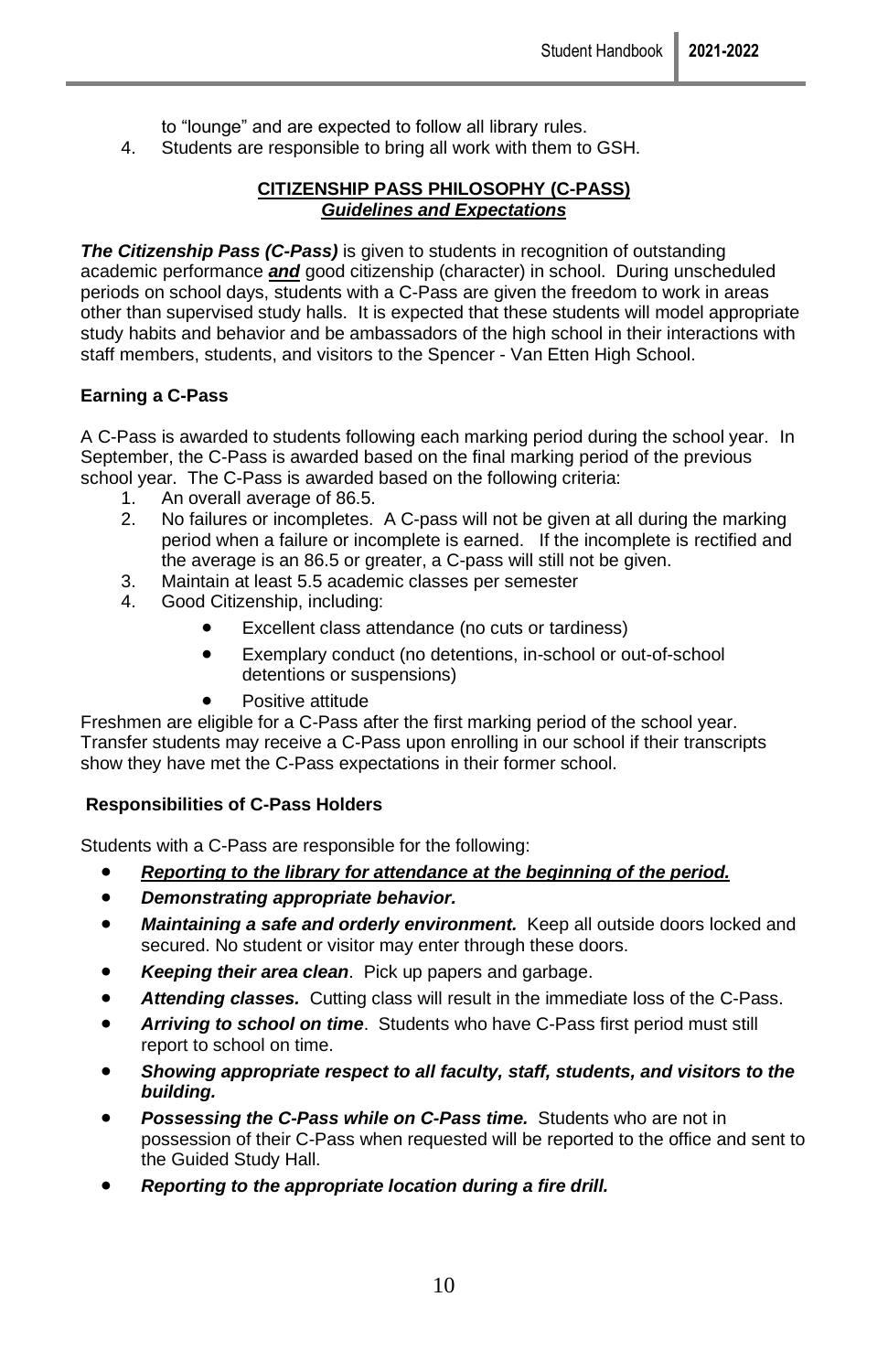to "lounge" and are expected to follow all library rules.

4. Students are responsible to bring all work with them to GSH.

## CITIZENSHIP PASS PHILOSOPHY (C-PASS)

### *Guidelines and Expectations*

***The Citizenship Pass (C-Pass)*** is given to students in recognition of outstanding academic performance ***and*** good citizenship (character) in school. During unscheduled periods on school days, students with a C-Pass are given the freedom to work in areas other than supervised study halls. It is expected that these students will model appropriate study habits and behavior and be ambassadors of the high school in their interactions with staff members, students, and visitors to the Spencer - Van Etten High School.

### Earning a C-Pass

A C-Pass is awarded to students following each marking period during the school year. In September, the C-Pass is awarded based on the final marking period of the previous school year. The C-Pass is awarded based on the following criteria:

1. An overall average of 86.5.
2. No failures or incompletes. A C-pass will not be given at all during the marking period when a failure or incomplete is earned. If the incomplete is rectified and the average is an 86.5 or greater, a C-pass will still not be given.
3. Maintain at least 5.5 academic classes per semester
4. Good Citizenship, including:
   - Excellent class attendance (no cuts or tardiness)
   - Exemplary conduct (no detentions, in-school or out-of-school detentions or suspensions)
   - Positive attitude

Freshmen are eligible for a C-Pass after the first marking period of the school year. Transfer students may receive a C-Pass upon enrolling in our school if their transcripts show they have met the C-Pass expectations in their former school.

### Responsibilities of C-Pass Holders

Students with a C-Pass are responsible for the following:

- ***Reporting to the library for attendance at the beginning of the period.***
- ***Demonstrating appropriate behavior.***
- ***Maintaining a safe and orderly environment.*** Keep all outside doors locked and secured. No student or visitor may enter through these doors.
- ***Keeping their area clean***. Pick up papers and garbage.
- ***Attending classes.*** Cutting class will result in the immediate loss of the C-Pass.
- ***Arriving to school on time***. Students who have C-Pass first period must still report to school on time.
- ***Showing appropriate respect to all faculty, staff, students, and visitors to the building.***
- ***Possessing the C-Pass while on C-Pass time.*** Students who are not in possession of their C-Pass when requested will be reported to the office and sent to the Guided Study Hall.
- ***Reporting to the appropriate location during a fire drill.***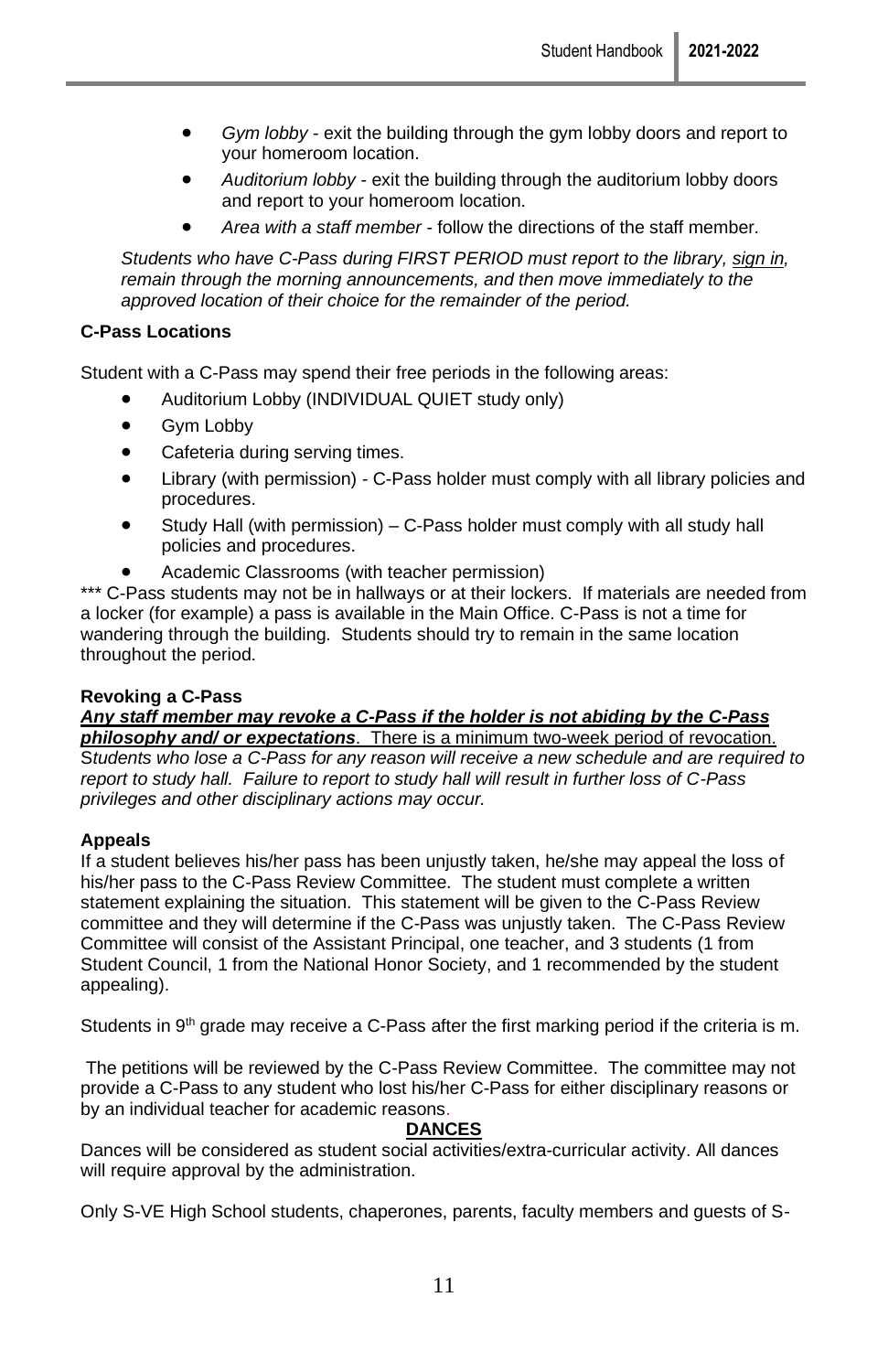- *Gym lobby* - exit the building through the gym lobby doors and report to your homeroom location.
- *Auditorium lobby* - exit the building through the auditorium lobby doors and report to your homeroom location.
- *Area with a staff member* - follow the directions of the staff member.

*Students who have C-Pass during FIRST PERIOD must report to the library, sign in, remain through the morning announcements, and then move immediately to the approved location of their choice for the remainder of the period.*

**C-Pass Locations**

Student with a C-Pass may spend their free periods in the following areas:

- Auditorium Lobby (INDIVIDUAL QUIET study only)
- Gym Lobby
- Cafeteria during serving times.
- Library (with permission) - C-Pass holder must comply with all library policies and procedures.
- Study Hall (with permission) – C-Pass holder must comply with all study hall policies and procedures.
- Academic Classrooms (with teacher permission)

*** C-Pass students may not be in hallways or at their lockers. If materials are needed from a locker (for example) a pass is available in the Main Office. C-Pass is not a time for wandering through the building. Students should try to remain in the same location throughout the period.

**Revoking a C-Pass**

***Any staff member may revoke a C-Pass if the holder is not abiding by the C-Pass philosophy and/ or expectations***. There is a minimum two-week period of revocation. S*tudents who lose a C-Pass for any reason will receive a new schedule and are required to report to study hall. Failure to report to study hall will result in further loss of C-Pass privileges and other disciplinary actions may occur.*

**Appeals**

If a student believes his/her pass has been unjustly taken, he/she may appeal the loss of his/her pass to the C-Pass Review Committee. The student must complete a written statement explaining the situation. This statement will be given to the C-Pass Review committee and they will determine if the C-Pass was unjustly taken. The C-Pass Review Committee will consist of the Assistant Principal, one teacher, and 3 students (1 from Student Council, 1 from the National Honor Society, and 1 recommended by the student appealing).

Students in 9th grade may receive a C-Pass after the first marking period if the criteria is m.

The petitions will be reviewed by the C-Pass Review Committee. The committee may not provide a C-Pass to any student who lost his/her C-Pass for either disciplinary reasons or by an individual teacher for academic reasons.

**DANCES**

Dances will be considered as student social activities/extra-curricular activity. All dances will require approval by the administration.

Only S-VE High School students, chaperones, parents, faculty members and guests of S-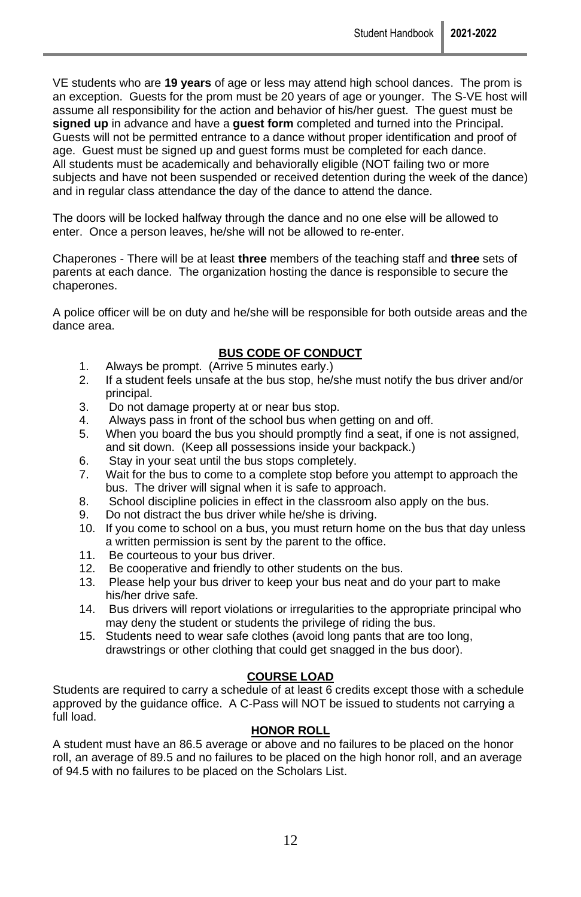VE students who are **19 years** of age or less may attend high school dances. The prom is an exception. Guests for the prom must be 20 years of age or younger. The S-VE host will assume all responsibility for the action and behavior of his/her guest. The guest must be **signed up** in advance and have a **guest form** completed and turned into the Principal. Guests will not be permitted entrance to a dance without proper identification and proof of age. Guest must be signed up and guest forms must be completed for each dance. All students must be academically and behaviorally eligible (NOT failing two or more subjects and have not been suspended or received detention during the week of the dance) and in regular class attendance the day of the dance to attend the dance.

The doors will be locked halfway through the dance and no one else will be allowed to enter. Once a person leaves, he/she will not be allowed to re-enter.

Chaperones - There will be at least **three** members of the teaching staff and **three** sets of parents at each dance. The organization hosting the dance is responsible to secure the chaperones.

A police officer will be on duty and he/she will be responsible for both outside areas and the dance area.

## BUS CODE OF CONDUCT

1. Always be prompt. (Arrive 5 minutes early.)
2. If a student feels unsafe at the bus stop, he/she must notify the bus driver and/or principal.
3. Do not damage property at or near bus stop.
4. Always pass in front of the school bus when getting on and off.
5. When you board the bus you should promptly find a seat, if one is not assigned, and sit down. (Keep all possessions inside your backpack.)
6. Stay in your seat until the bus stops completely.
7. Wait for the bus to come to a complete stop before you attempt to approach the bus. The driver will signal when it is safe to approach.
8. School discipline policies in effect in the classroom also apply on the bus.
9. Do not distract the bus driver while he/she is driving.
10. If you come to school on a bus, you must return home on the bus that day unless a written permission is sent by the parent to the office.
11. Be courteous to your bus driver.
12. Be cooperative and friendly to other students on the bus.
13. Please help your bus driver to keep your bus neat and do your part to make his/her drive safe.
14. Bus drivers will report violations or irregularities to the appropriate principal who may deny the student or students the privilege of riding the bus.
15. Students need to wear safe clothes (avoid long pants that are too long, drawstrings or other clothing that could get snagged in the bus door).

## COURSE LOAD

Students are required to carry a schedule of at least 6 credits except those with a schedule approved by the guidance office. A C-Pass will NOT be issued to students not carrying a full load.

## HONOR ROLL

A student must have an 86.5 average or above and no failures to be placed on the honor roll, an average of 89.5 and no failures to be placed on the high honor roll, and an average of 94.5 with no failures to be placed on the Scholars List.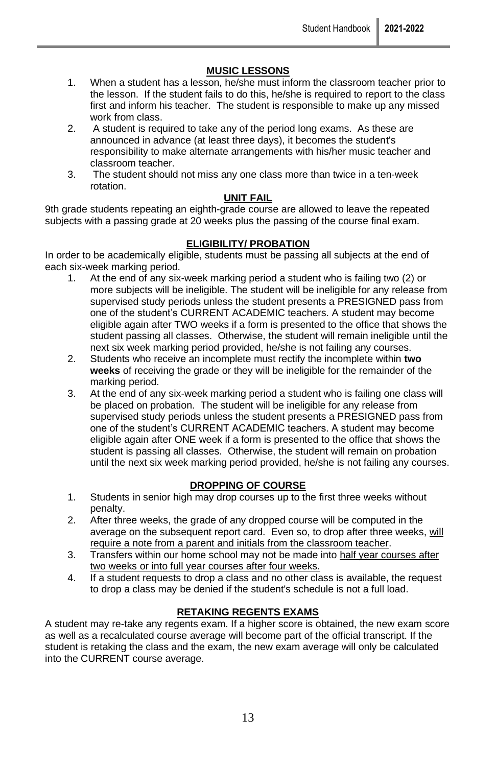## MUSIC LESSONS

1. When a student has a lesson, he/she must inform the classroom teacher prior to the lesson. If the student fails to do this, he/she is required to report to the class first and inform his teacher. The student is responsible to make up any missed work from class.
2. A student is required to take any of the period long exams. As these are announced in advance (at least three days), it becomes the student's responsibility to make alternate arrangements with his/her music teacher and classroom teacher.
3. The student should not miss any one class more than twice in a ten-week rotation.

## UNIT FAIL

9th grade students repeating an eighth-grade course are allowed to leave the repeated subjects with a passing grade at 20 weeks plus the passing of the course final exam.

## ELIGIBILITY/ PROBATION

In order to be academically eligible, students must be passing all subjects at the end of each six-week marking period.

1. At the end of any six-week marking period a student who is failing two (2) or more subjects will be ineligible. The student will be ineligible for any release from supervised study periods unless the student presents a PRESIGNED pass from one of the student's CURRENT ACADEMIC teachers. A student may become eligible again after TWO weeks if a form is presented to the office that shows the student passing all classes. Otherwise, the student will remain ineligible until the next six week marking period provided, he/she is not failing any courses.
2. Students who receive an incomplete must rectify the incomplete within **two weeks** of receiving the grade or they will be ineligible for the remainder of the marking period.
3. At the end of any six-week marking period a student who is failing one class will be placed on probation. The student will be ineligible for any release from supervised study periods unless the student presents a PRESIGNED pass from one of the student's CURRENT ACADEMIC teachers. A student may become eligible again after ONE week if a form is presented to the office that shows the student is passing all classes. Otherwise, the student will remain on probation until the next six week marking period provided, he/she is not failing any courses.

## DROPPING OF COURSE

1. Students in senior high may drop courses up to the first three weeks without penalty.
2. After three weeks, the grade of any dropped course will be computed in the average on the subsequent report card. Even so, to drop after three weeks, <u>will require a note from a parent and initials from the classroom teacher</u>.
3. Transfers within our home school may not be made into <u>half year courses after two weeks or into full year courses after four weeks.</u>
4. If a student requests to drop a class and no other class is available, the request to drop a class may be denied if the student's schedule is not a full load.

## RETAKING REGENTS EXAMS

A student may re-take any regents exam. If a higher score is obtained, the new exam score as well as a recalculated course average will become part of the official transcript. If the student is retaking the class and the exam, the new exam average will only be calculated into the CURRENT course average.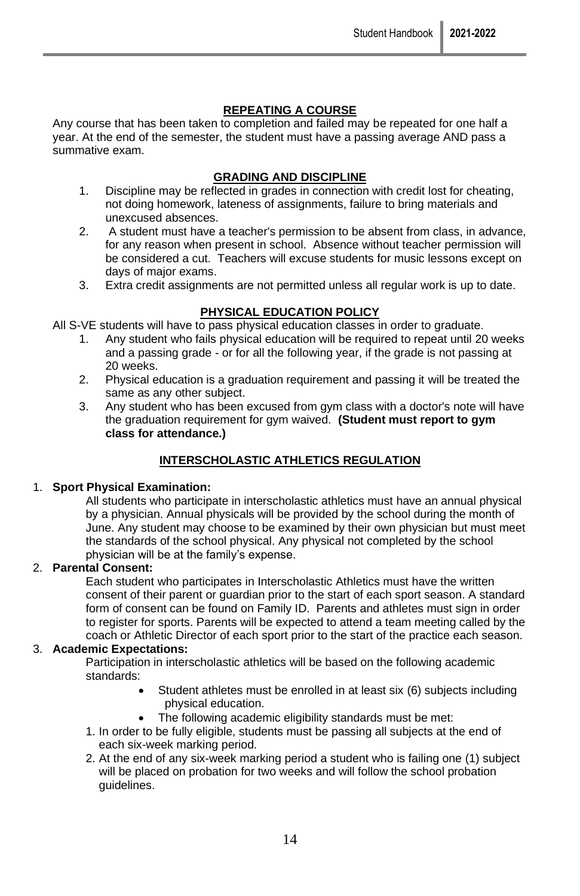## REPEATING A COURSE

Any course that has been taken to completion and failed may be repeated for one half a year. At the end of the semester, the student must have a passing average AND pass a summative exam.

## GRADING AND DISCIPLINE

1. Discipline may be reflected in grades in connection with credit lost for cheating, not doing homework, lateness of assignments, failure to bring materials and unexcused absences.
2. A student must have a teacher's permission to be absent from class, in advance, for any reason when present in school. Absence without teacher permission will be considered a cut. Teachers will excuse students for music lessons except on days of major exams.
3. Extra credit assignments are not permitted unless all regular work is up to date.

## PHYSICAL EDUCATION POLICY

All S-VE students will have to pass physical education classes in order to graduate.

1. Any student who fails physical education will be required to repeat until 20 weeks and a passing grade - or for all the following year, if the grade is not passing at 20 weeks.
2. Physical education is a graduation requirement and passing it will be treated the same as any other subject.
3. Any student who has been excused from gym class with a doctor's note will have the graduation requirement for gym waived. **(Student must report to gym class for attendance.)**

## INTERSCHOLASTIC ATHLETICS REGULATION

1. **Sport Physical Examination:**

   All students who participate in interscholastic athletics must have an annual physical by a physician. Annual physicals will be provided by the school during the month of June. Any student may choose to be examined by their own physician but must meet the standards of the school physical. Any physical not completed by the school physician will be at the family's expense.

2. **Parental Consent:**

   Each student who participates in Interscholastic Athletics must have the written consent of their parent or guardian prior to the start of each sport season. A standard form of consent can be found on Family ID. Parents and athletes must sign in order to register for sports. Parents will be expected to attend a team meeting called by the coach or Athletic Director of each sport prior to the start of the practice each season.

3. **Academic Expectations:**

   Participation in interscholastic athletics will be based on the following academic standards:

   - Student athletes must be enrolled in at least six (6) subjects including physical education.
   - The following academic eligibility standards must be met:

   1. In order to be fully eligible, students must be passing all subjects at the end of each six-week marking period.
   2. At the end of any six-week marking period a student who is failing one (1) subject will be placed on probation for two weeks and will follow the school probation guidelines.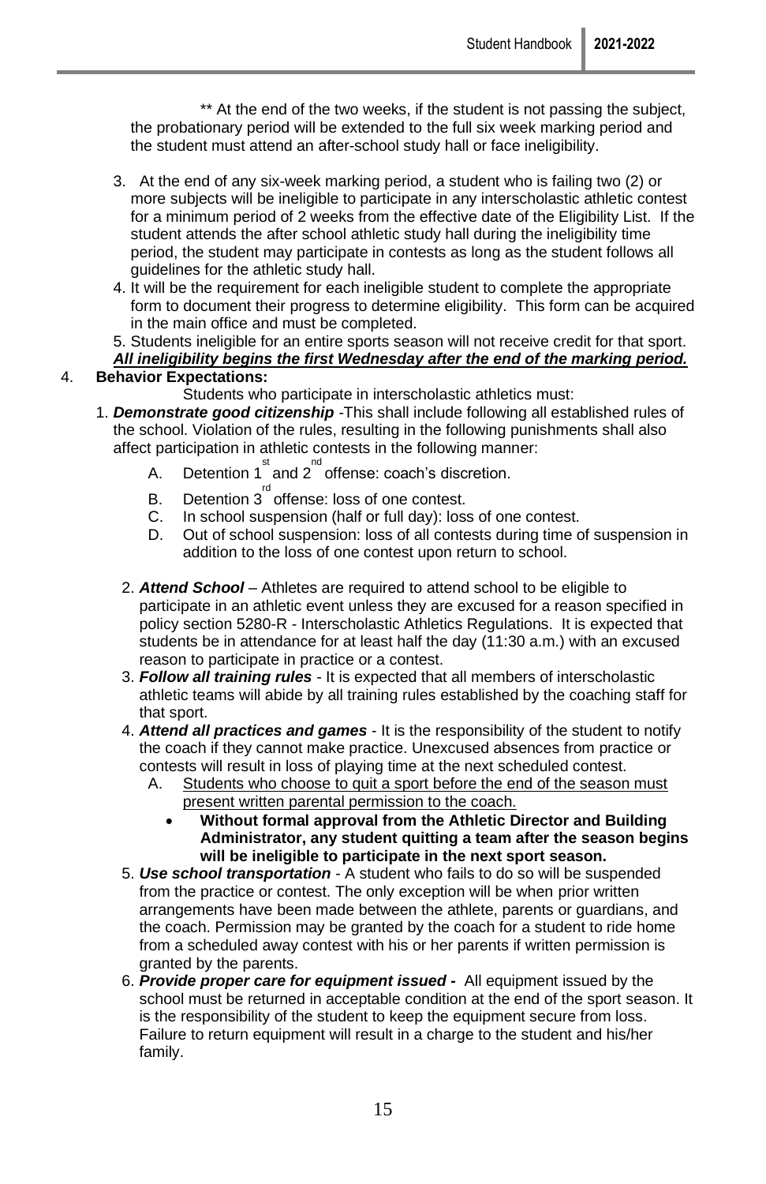** At the end of the two weeks, if the student is not passing the subject, the probationary period will be extended to the full six week marking period and the student must attend an after-school study hall or face ineligibility.

3. At the end of any six-week marking period, a student who is failing two (2) or more subjects will be ineligible to participate in any interscholastic athletic contest for a minimum period of 2 weeks from the effective date of the Eligibility List. If the student attends the after school athletic study hall during the ineligibility time period, the student may participate in contests as long as the student follows all guidelines for the athletic study hall.
4. It will be the requirement for each ineligible student to complete the appropriate form to document their progress to determine eligibility. This form can be acquired in the main office and must be completed.
5. Students ineligible for an entire sports season will not receive credit for that sport.

***All ineligibility begins the first Wednesday after the end of the marking period.***

4. **Behavior Expectations:**

Students who participate in interscholastic athletics must:

1. ***Demonstrate good citizenship*** -This shall include following all established rules of the school. Violation of the rules, resulting in the following punishments shall also affect participation in athletic contests in the following manner:
   - A. Detention 1st and 2nd offense: coach's discretion.
   - B. Detention 3rd offense: loss of one contest.
   - C. In school suspension (half or full day): loss of one contest.
   - D. Out of school suspension: loss of all contests during time of suspension in addition to the loss of one contest upon return to school.
2. ***Attend School*** – Athletes are required to attend school to be eligible to participate in an athletic event unless they are excused for a reason specified in policy section 5280-R - Interscholastic Athletics Regulations. It is expected that students be in attendance for at least half the day (11:30 a.m.) with an excused reason to participate in practice or a contest.
3. ***Follow all training rules*** - It is expected that all members of interscholastic athletic teams will abide by all training rules established by the coaching staff for that sport.
4. ***Attend all practices and games*** - It is the responsibility of the student to notify the coach if they cannot make practice. Unexcused absences from practice or contests will result in loss of playing time at the next scheduled contest.
   - A. <u>Students who choose to quit a sport before the end of the season must present written parental permission to the coach.</u>
     - **Without formal approval from the Athletic Director and Building Administrator, any student quitting a team after the season begins will be ineligible to participate in the next sport season.**
5. ***Use school transportation*** - A student who fails to do so will be suspended from the practice or contest. The only exception will be when prior written arrangements have been made between the athlete, parents or guardians, and the coach. Permission may be granted by the coach for a student to ride home from a scheduled away contest with his or her parents if written permission is granted by the parents.
6. ***Provide proper care for equipment issued -*** All equipment issued by the school must be returned in acceptable condition at the end of the sport season. It is the responsibility of the student to keep the equipment secure from loss. Failure to return equipment will result in a charge to the student and his/her family.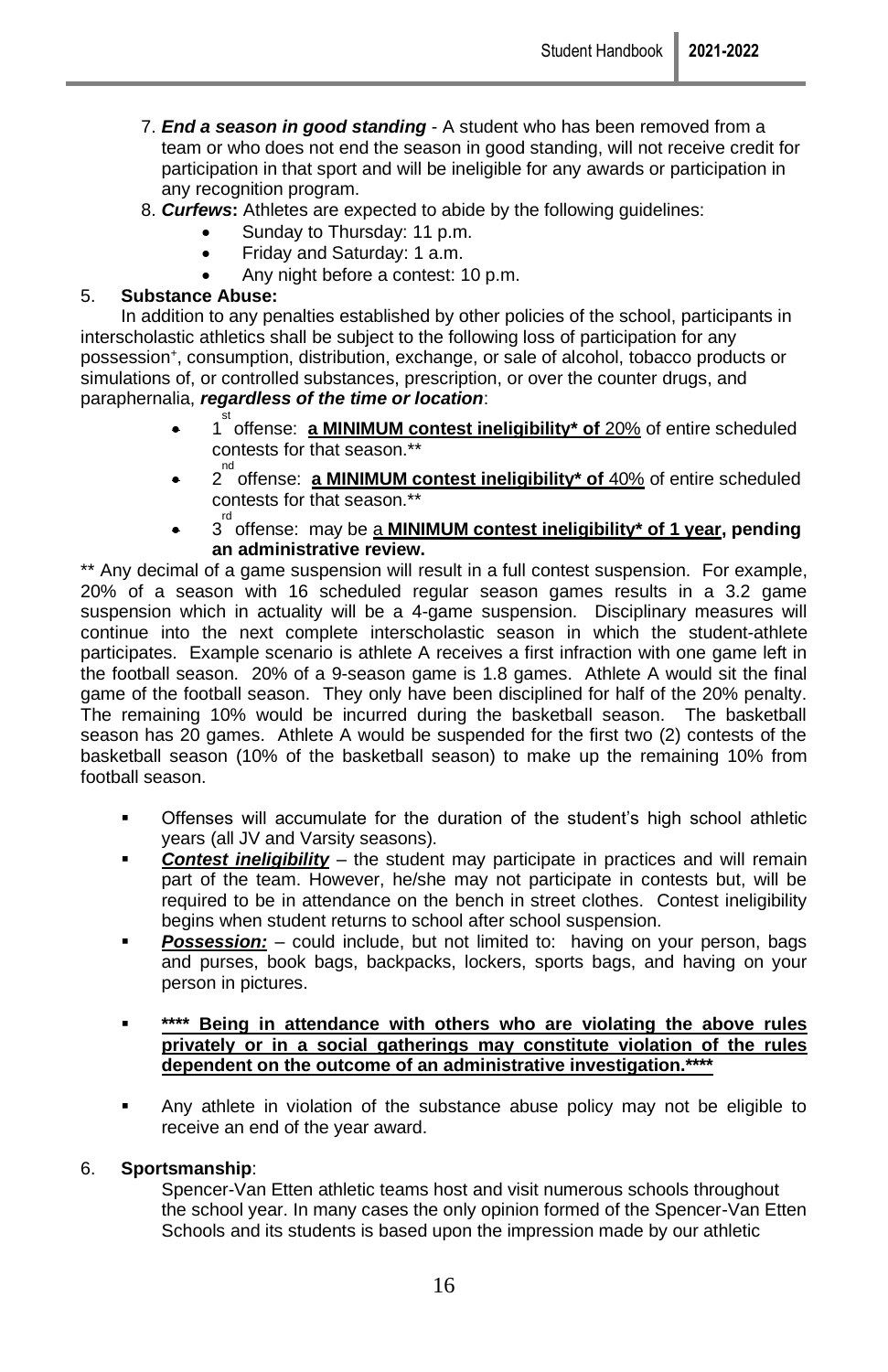7. ***End a season in good standing*** - A student who has been removed from a team or who does not end the season in good standing, will not receive credit for participation in that sport and will be ineligible for any awards or participation in any recognition program.
8. ***Curfews*:** Athletes are expected to abide by the following guidelines:
   - Sunday to Thursday: 11 p.m.
   - Friday and Saturday: 1 a.m.
   - Any night before a contest: 10 p.m.

5. **Substance Abuse:**

In addition to any penalties established by other policies of the school, participants in interscholastic athletics shall be subject to the following loss of participation for any possession+, consumption, distribution, exchange, or sale of alcohol, tobacco products or simulations of, or controlled substances, prescription, or over the counter drugs, and paraphernalia, ***regardless of the time or location***:

- 1st offense: **a MINIMUM contest ineligibility* of** 20% of entire scheduled contests for that season.**
- 2nd offense: **a MINIMUM contest ineligibility* of** 40% of entire scheduled contests for that season.**
- 3rd offense: may be a **MINIMUM contest ineligibility* of 1 year, pending an administrative review.**

** Any decimal of a game suspension will result in a full contest suspension. For example, 20% of a season with 16 scheduled regular season games results in a 3.2 game suspension which in actuality will be a 4-game suspension. Disciplinary measures will continue into the next complete interscholastic season in which the student-athlete participates. Example scenario is athlete A receives a first infraction with one game left in the football season. 20% of a 9-season game is 1.8 games. Athlete A would sit the final game of the football season. They only have been disciplined for half of the 20% penalty. The remaining 10% would be incurred during the basketball season. The basketball season has 20 games. Athlete A would be suspended for the first two (2) contests of the basketball season (10% of the basketball season) to make up the remaining 10% from football season.

- Offenses will accumulate for the duration of the student's high school athletic years (all JV and Varsity seasons).
- ***Contest ineligibility*** – the student may participate in practices and will remain part of the team. However, he/she may not participate in contests but, will be required to be in attendance on the bench in street clothes. Contest ineligibility begins when student returns to school after school suspension.
- ***Possession:*** – could include, but not limited to: having on your person, bags and purses, book bags, backpacks, lockers, sports bags, and having on your person in pictures.
- **\*\*\*\* Being in attendance with others who are violating the above rules privately or in a social gatherings may constitute violation of the rules dependent on the outcome of an administrative investigation.\*\*\*\***
- Any athlete in violation of the substance abuse policy may not be eligible to receive an end of the year award.

6. **Sportsmanship**:

Spencer-Van Etten athletic teams host and visit numerous schools throughout the school year. In many cases the only opinion formed of the Spencer-Van Etten Schools and its students is based upon the impression made by our athletic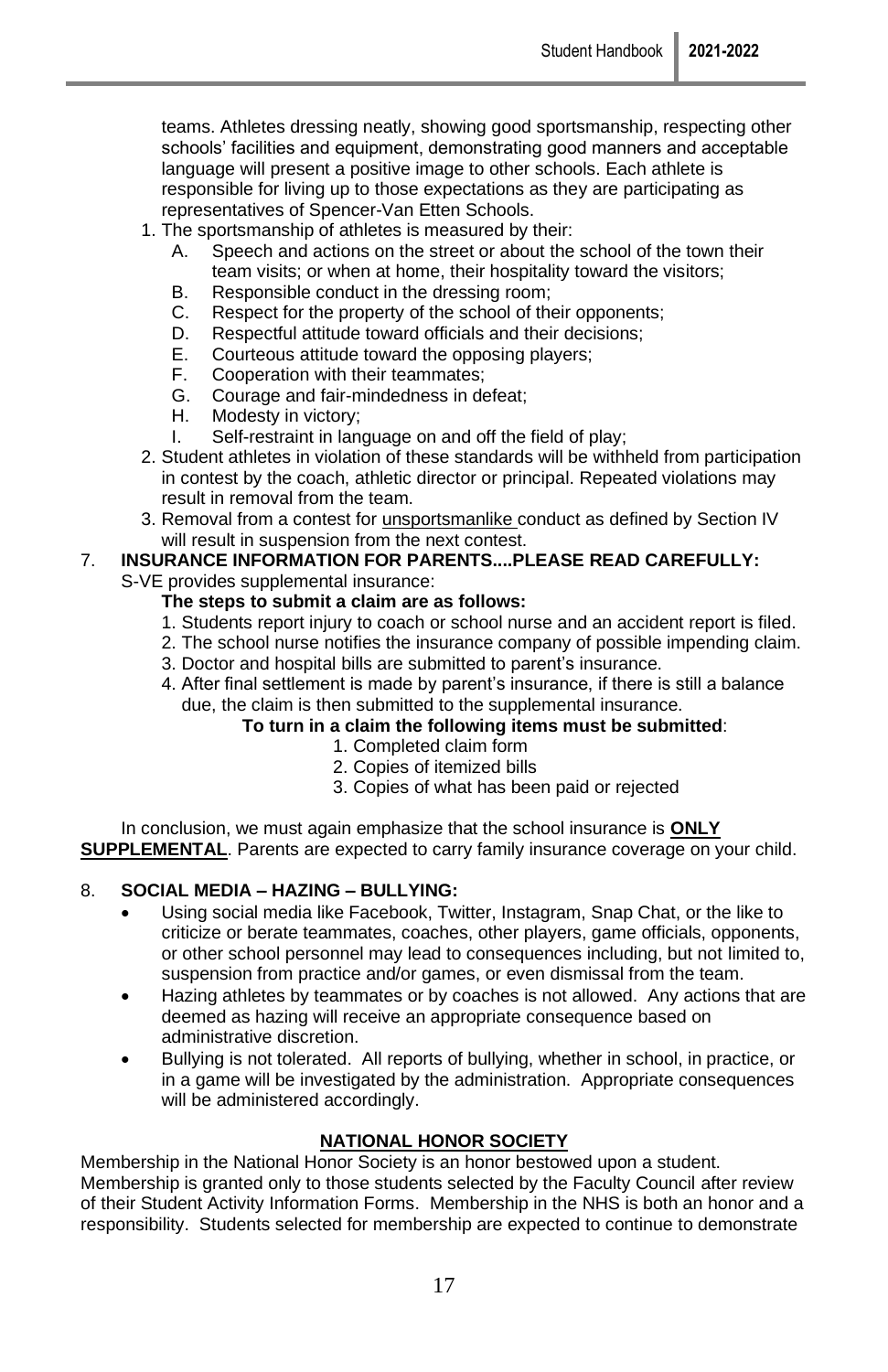teams. Athletes dressing neatly, showing good sportsmanship, respecting other schools' facilities and equipment, demonstrating good manners and acceptable language will present a positive image to other schools. Each athlete is responsible for living up to those expectations as they are participating as representatives of Spencer-Van Etten Schools.

1. The sportsmanship of athletes is measured by their:
   - A. Speech and actions on the street or about the school of the town their team visits; or when at home, their hospitality toward the visitors;
   - B. Responsible conduct in the dressing room;
   - C. Respect for the property of the school of their opponents;
   - D. Respectful attitude toward officials and their decisions;
   - E. Courteous attitude toward the opposing players;
   - F. Cooperation with their teammates;
   - G. Courage and fair-mindedness in defeat;
   - H. Modesty in victory;
   - I. Self-restraint in language on and off the field of play;
2. Student athletes in violation of these standards will be withheld from participation in contest by the coach, athletic director or principal. Repeated violations may result in removal from the team.
3. Removal from a contest for <u>unsportsmanlike</u> conduct as defined by Section IV will result in suspension from the next contest.

7. **INSURANCE INFORMATION FOR PARENTS....PLEASE READ CAREFULLY:**

S-VE provides supplemental insurance:

**The steps to submit a claim are as follows:**

1. Students report injury to coach or school nurse and an accident report is filed.
2. The school nurse notifies the insurance company of possible impending claim.
3. Doctor and hospital bills are submitted to parent's insurance.
4. After final settlement is made by parent's insurance, if there is still a balance due, the claim is then submitted to the supplemental insurance.

**To turn in a claim the following items must be submitted**:

1. Completed claim form
2. Copies of itemized bills
3. Copies of what has been paid or rejected

In conclusion, we must again emphasize that the school insurance is **<u>ONLY SUPPLEMENTAL</u>**. Parents are expected to carry family insurance coverage on your child.

8. **SOCIAL MEDIA – HAZING – BULLYING:**

- Using social media like Facebook, Twitter, Instagram, Snap Chat, or the like to criticize or berate teammates, coaches, other players, game officials, opponents, or other school personnel may lead to consequences including, but not limited to, suspension from practice and/or games, or even dismissal from the team.
- Hazing athletes by teammates or by coaches is not allowed. Any actions that are deemed as hazing will receive an appropriate consequence based on administrative discretion.
- Bullying is not tolerated. All reports of bullying, whether in school, in practice, or in a game will be investigated by the administration. Appropriate consequences will be administered accordingly.

## NATIONAL HONOR SOCIETY

Membership in the National Honor Society is an honor bestowed upon a student. Membership is granted only to those students selected by the Faculty Council after review of their Student Activity Information Forms. Membership in the NHS is both an honor and a responsibility. Students selected for membership are expected to continue to demonstrate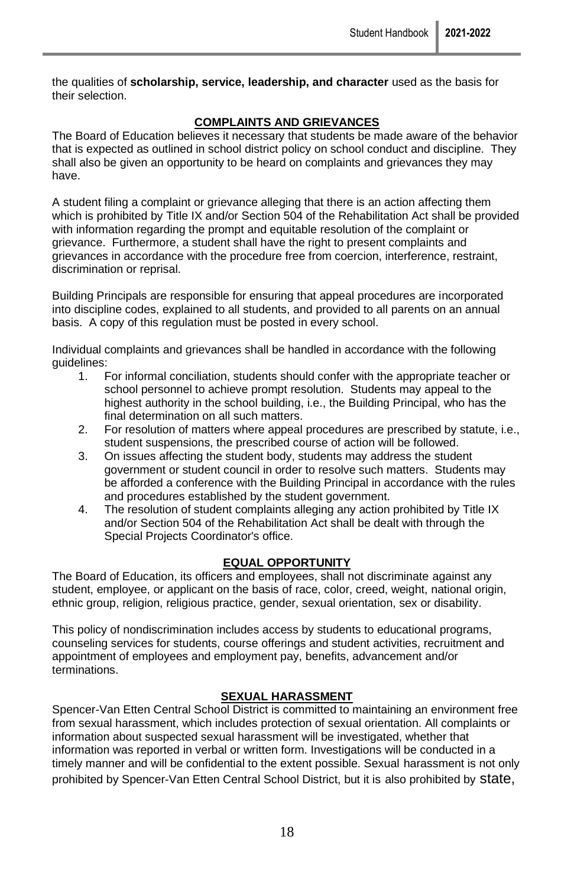the qualities of **scholarship, service, leadership, and character** used as the basis for their selection.

## COMPLAINTS AND GRIEVANCES

The Board of Education believes it necessary that students be made aware of the behavior that is expected as outlined in school district policy on school conduct and discipline. They shall also be given an opportunity to be heard on complaints and grievances they may have.

A student filing a complaint or grievance alleging that there is an action affecting them which is prohibited by Title IX and/or Section 504 of the Rehabilitation Act shall be provided with information regarding the prompt and equitable resolution of the complaint or grievance. Furthermore, a student shall have the right to present complaints and grievances in accordance with the procedure free from coercion, interference, restraint, discrimination or reprisal.

Building Principals are responsible for ensuring that appeal procedures are incorporated into discipline codes, explained to all students, and provided to all parents on an annual basis. A copy of this regulation must be posted in every school.

Individual complaints and grievances shall be handled in accordance with the following guidelines:

1. For informal conciliation, students should confer with the appropriate teacher or school personnel to achieve prompt resolution. Students may appeal to the highest authority in the school building, i.e., the Building Principal, who has the final determination on all such matters.
2. For resolution of matters where appeal procedures are prescribed by statute, i.e., student suspensions, the prescribed course of action will be followed.
3. On issues affecting the student body, students may address the student government or student council in order to resolve such matters. Students may be afforded a conference with the Building Principal in accordance with the rules and procedures established by the student government.
4. The resolution of student complaints alleging any action prohibited by Title IX and/or Section 504 of the Rehabilitation Act shall be dealt with through the Special Projects Coordinator's office.

## EQUAL OPPORTUNITY

The Board of Education, its officers and employees, shall not discriminate against any student, employee, or applicant on the basis of race, color, creed, weight, national origin, ethnic group, religion, religious practice, gender, sexual orientation, sex or disability.

This policy of nondiscrimination includes access by students to educational programs, counseling services for students, course offerings and student activities, recruitment and appointment of employees and employment pay, benefits, advancement and/or terminations.

## SEXUAL HARASSMENT

Spencer-Van Etten Central School District is committed to maintaining an environment free from sexual harassment, which includes protection of sexual orientation. All complaints or information about suspected sexual harassment will be investigated, whether that information was reported in verbal or written form. Investigations will be conducted in a timely manner and will be confidential to the extent possible. Sexual harassment is not only prohibited by Spencer-Van Etten Central School District, but it is also prohibited by state,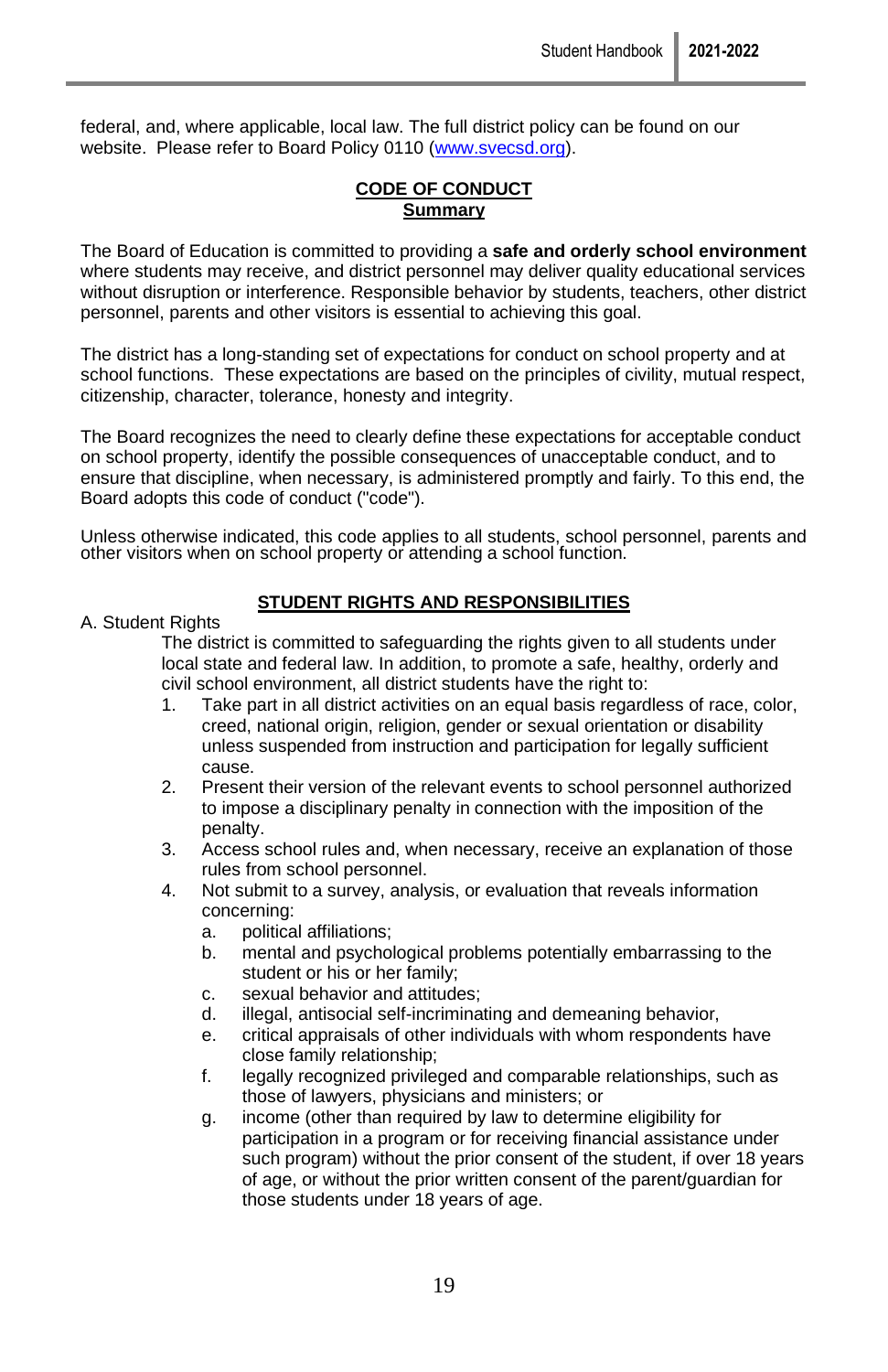federal, and, where applicable, local law. The full district policy can be found on our website. Please refer to Board Policy 0110 (www.svecsd.org).

## CODE OF CONDUCT
### Summary

The Board of Education is committed to providing a **safe and orderly school environment** where students may receive, and district personnel may deliver quality educational services without disruption or interference. Responsible behavior by students, teachers, other district personnel, parents and other visitors is essential to achieving this goal.

The district has a long-standing set of expectations for conduct on school property and at school functions. These expectations are based on the principles of civility, mutual respect, citizenship, character, tolerance, honesty and integrity.

The Board recognizes the need to clearly define these expectations for acceptable conduct on school property, identify the possible consequences of unacceptable conduct, and to ensure that discipline, when necessary, is administered promptly and fairly. To this end, the Board adopts this code of conduct ("code").

Unless otherwise indicated, this code applies to all students, school personnel, parents and other visitors when on school property or attending a school function.

## STUDENT RIGHTS AND RESPONSIBILITIES

A. Student Rights

The district is committed to safeguarding the rights given to all students under local state and federal law. In addition, to promote a safe, healthy, orderly and civil school environment, all district students have the right to:

1. Take part in all district activities on an equal basis regardless of race, color, creed, national origin, religion, gender or sexual orientation or disability unless suspended from instruction and participation for legally sufficient cause.
2. Present their version of the relevant events to school personnel authorized to impose a disciplinary penalty in connection with the imposition of the penalty.
3. Access school rules and, when necessary, receive an explanation of those rules from school personnel.
4. Not submit to a survey, analysis, or evaluation that reveals information concerning:
   a. political affiliations;
   b. mental and psychological problems potentially embarrassing to the student or his or her family;
   c. sexual behavior and attitudes;
   d. illegal, antisocial self-incriminating and demeaning behavior,
   e. critical appraisals of other individuals with whom respondents have close family relationship;
   f. legally recognized privileged and comparable relationships, such as those of lawyers, physicians and ministers; or
   g. income (other than required by law to determine eligibility for participation in a program or for receiving financial assistance under such program) without the prior consent of the student, if over 18 years of age, or without the prior written consent of the parent/guardian for those students under 18 years of age.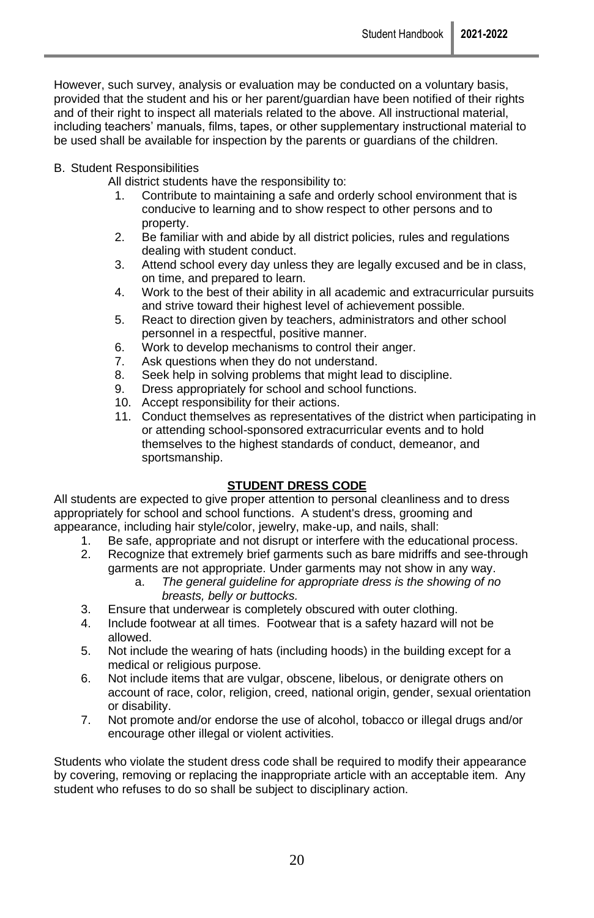However, such survey, analysis or evaluation may be conducted on a voluntary basis, provided that the student and his or her parent/guardian have been notified of their rights and of their right to inspect all materials related to the above. All instructional material, including teachers' manuals, films, tapes, or other supplementary instructional material to be used shall be available for inspection by the parents or guardians of the children.

B. Student Responsibilities

All district students have the responsibility to:

1. Contribute to maintaining a safe and orderly school environment that is conducive to learning and to show respect to other persons and to property.
2. Be familiar with and abide by all district policies, rules and regulations dealing with student conduct.
3. Attend school every day unless they are legally excused and be in class, on time, and prepared to learn.
4. Work to the best of their ability in all academic and extracurricular pursuits and strive toward their highest level of achievement possible.
5. React to direction given by teachers, administrators and other school personnel in a respectful, positive manner.
6. Work to develop mechanisms to control their anger.
7. Ask questions when they do not understand.
8. Seek help in solving problems that might lead to discipline.
9. Dress appropriately for school and school functions.
10. Accept responsibility for their actions.
11. Conduct themselves as representatives of the district when participating in or attending school-sponsored extracurricular events and to hold themselves to the highest standards of conduct, demeanor, and sportsmanship.

## STUDENT DRESS CODE

All students are expected to give proper attention to personal cleanliness and to dress appropriately for school and school functions. A student's dress, grooming and appearance, including hair style/color, jewelry, make-up, and nails, shall:

1. Be safe, appropriate and not disrupt or interfere with the educational process.
2. Recognize that extremely brief garments such as bare midriffs and see-through garments are not appropriate. Under garments may not show in any way.
   a. *The general guideline for appropriate dress is the showing of no breasts, belly or buttocks.*
3. Ensure that underwear is completely obscured with outer clothing.
4. Include footwear at all times. Footwear that is a safety hazard will not be allowed.
5. Not include the wearing of hats (including hoods) in the building except for a medical or religious purpose.
6. Not include items that are vulgar, obscene, libelous, or denigrate others on account of race, color, religion, creed, national origin, gender, sexual orientation or disability.
7. Not promote and/or endorse the use of alcohol, tobacco or illegal drugs and/or encourage other illegal or violent activities.

Students who violate the student dress code shall be required to modify their appearance by covering, removing or replacing the inappropriate article with an acceptable item. Any student who refuses to do so shall be subject to disciplinary action.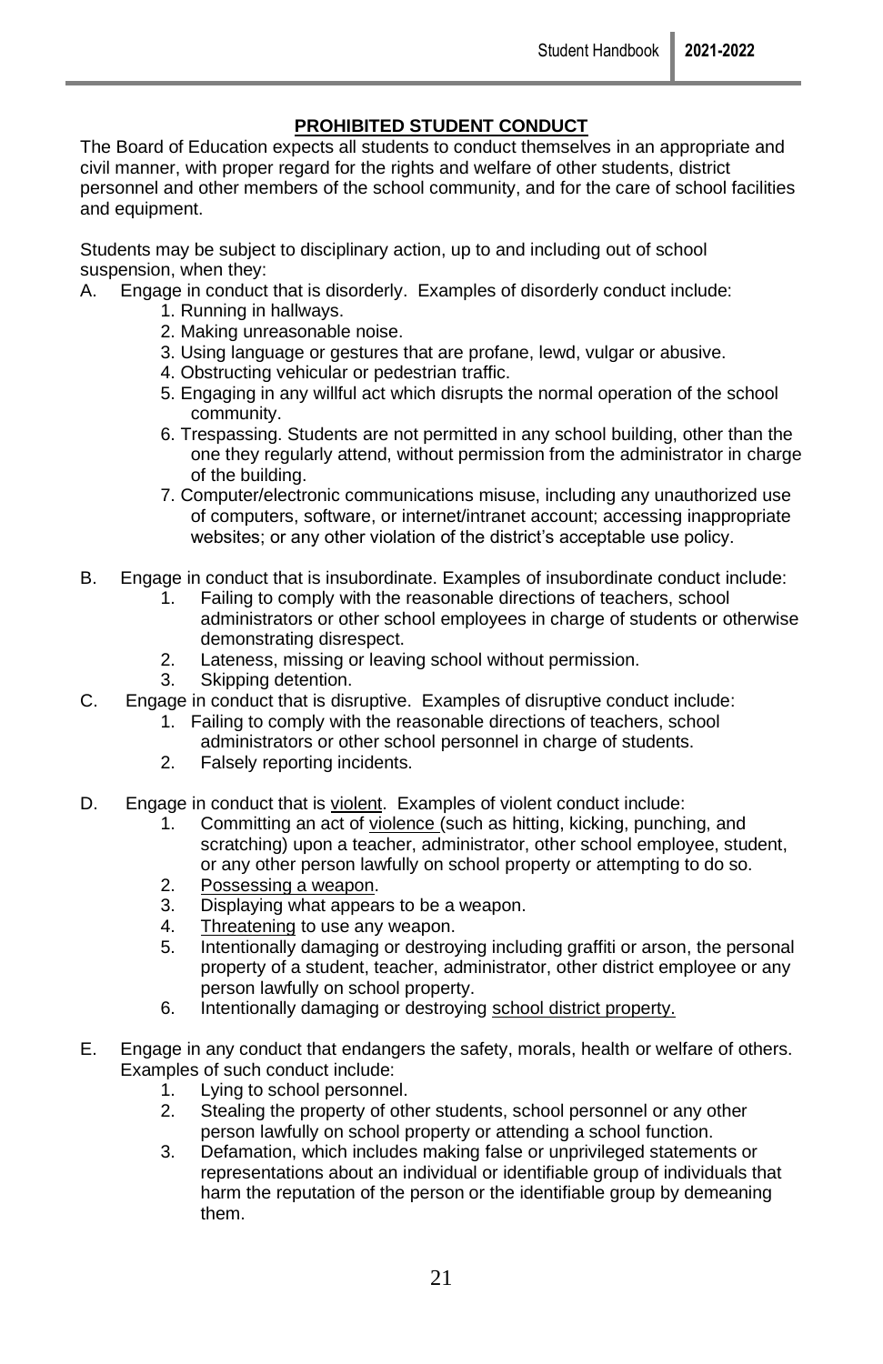## PROHIBITED STUDENT CONDUCT

The Board of Education expects all students to conduct themselves in an appropriate and civil manner, with proper regard for the rights and welfare of other students, district personnel and other members of the school community, and for the care of school facilities and equipment.

Students may be subject to disciplinary action, up to and including out of school suspension, when they:

A. Engage in conduct that is disorderly. Examples of disorderly conduct include:
   1. Running in hallways.
   2. Making unreasonable noise.
   3. Using language or gestures that are profane, lewd, vulgar or abusive.
   4. Obstructing vehicular or pedestrian traffic.
   5. Engaging in any willful act which disrupts the normal operation of the school community.
   6. Trespassing. Students are not permitted in any school building, other than the one they regularly attend, without permission from the administrator in charge of the building.
   7. Computer/electronic communications misuse, including any unauthorized use of computers, software, or internet/intranet account; accessing inappropriate websites; or any other violation of the district's acceptable use policy.

B. Engage in conduct that is insubordinate. Examples of insubordinate conduct include:
   1. Failing to comply with the reasonable directions of teachers, school administrators or other school employees in charge of students or otherwise demonstrating disrespect.
   2. Lateness, missing or leaving school without permission.
   3. Skipping detention.

C. Engage in conduct that is disruptive. Examples of disruptive conduct include:
   1. Failing to comply with the reasonable directions of teachers, school administrators or other school personnel in charge of students.
   2. Falsely reporting incidents.

D. Engage in conduct that is violent. Examples of violent conduct include:
   1. Committing an act of violence (such as hitting, kicking, punching, and scratching) upon a teacher, administrator, other school employee, student, or any other person lawfully on school property or attempting to do so.
   2. Possessing a weapon.
   3. Displaying what appears to be a weapon.
   4. Threatening to use any weapon.
   5. Intentionally damaging or destroying including graffiti or arson, the personal property of a student, teacher, administrator, other district employee or any person lawfully on school property.
   6. Intentionally damaging or destroying school district property.

E. Engage in any conduct that endangers the safety, morals, health or welfare of others. Examples of such conduct include:
   1. Lying to school personnel.
   2. Stealing the property of other students, school personnel or any other person lawfully on school property or attending a school function.
   3. Defamation, which includes making false or unprivileged statements or representations about an individual or identifiable group of individuals that harm the reputation of the person or the identifiable group by demeaning them.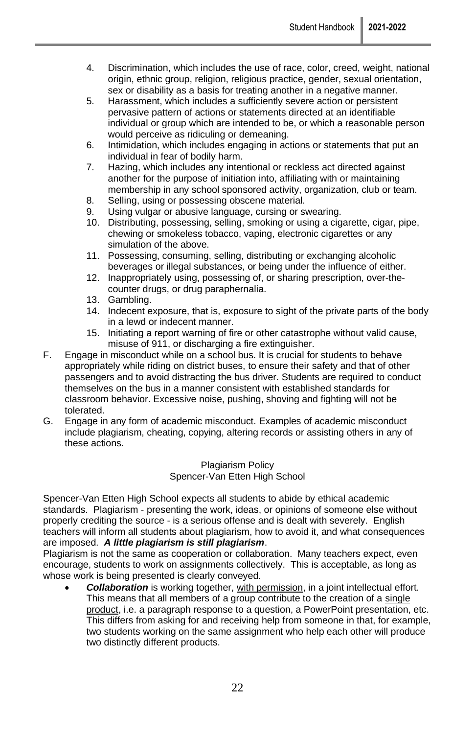4. Discrimination, which includes the use of race, color, creed, weight, national origin, ethnic group, religion, religious practice, gender, sexual orientation, sex or disability as a basis for treating another in a negative manner.
5. Harassment, which includes a sufficiently severe action or persistent pervasive pattern of actions or statements directed at an identifiable individual or group which are intended to be, or which a reasonable person would perceive as ridiculing or demeaning.
6. Intimidation, which includes engaging in actions or statements that put an individual in fear of bodily harm.
7. Hazing, which includes any intentional or reckless act directed against another for the purpose of initiation into, affiliating with or maintaining membership in any school sponsored activity, organization, club or team.
8. Selling, using or possessing obscene material.
9. Using vulgar or abusive language, cursing or swearing.
10. Distributing, possessing, selling, smoking or using a cigarette, cigar, pipe, chewing or smokeless tobacco, vaping, electronic cigarettes or any simulation of the above.
11. Possessing, consuming, selling, distributing or exchanging alcoholic beverages or illegal substances, or being under the influence of either.
12. Inappropriately using, possessing of, or sharing prescription, over-the-counter drugs, or drug paraphernalia.
13. Gambling.
14. Indecent exposure, that is, exposure to sight of the private parts of the body in a lewd or indecent manner.
15. Initiating a report warning of fire or other catastrophe without valid cause, misuse of 911, or discharging a fire extinguisher.

F. Engage in misconduct while on a school bus. It is crucial for students to behave appropriately while riding on district buses, to ensure their safety and that of other passengers and to avoid distracting the bus driver. Students are required to conduct themselves on the bus in a manner consistent with established standards for classroom behavior. Excessive noise, pushing, shoving and fighting will not be tolerated.

G. Engage in any form of academic misconduct. Examples of academic misconduct include plagiarism, cheating, copying, altering records or assisting others in any of these actions.

## Plagiarism Policy
## Spencer-Van Etten High School

Spencer-Van Etten High School expects all students to abide by ethical academic standards. Plagiarism - presenting the work, ideas, or opinions of someone else without properly crediting the source - is a serious offense and is dealt with severely. English teachers will inform all students about plagiarism, how to avoid it, and what consequences are imposed. ***A little plagiarism is still plagiarism***.

Plagiarism is not the same as cooperation or collaboration. Many teachers expect, even encourage, students to work on assignments collectively. This is acceptable, as long as whose work is being presented is clearly conveyed.

- ***Collaboration*** is working together, with permission, in a joint intellectual effort. This means that all members of a group contribute to the creation of a single product, i.e. a paragraph response to a question, a PowerPoint presentation, etc. This differs from asking for and receiving help from someone in that, for example, two students working on the same assignment who help each other will produce two distinctly different products.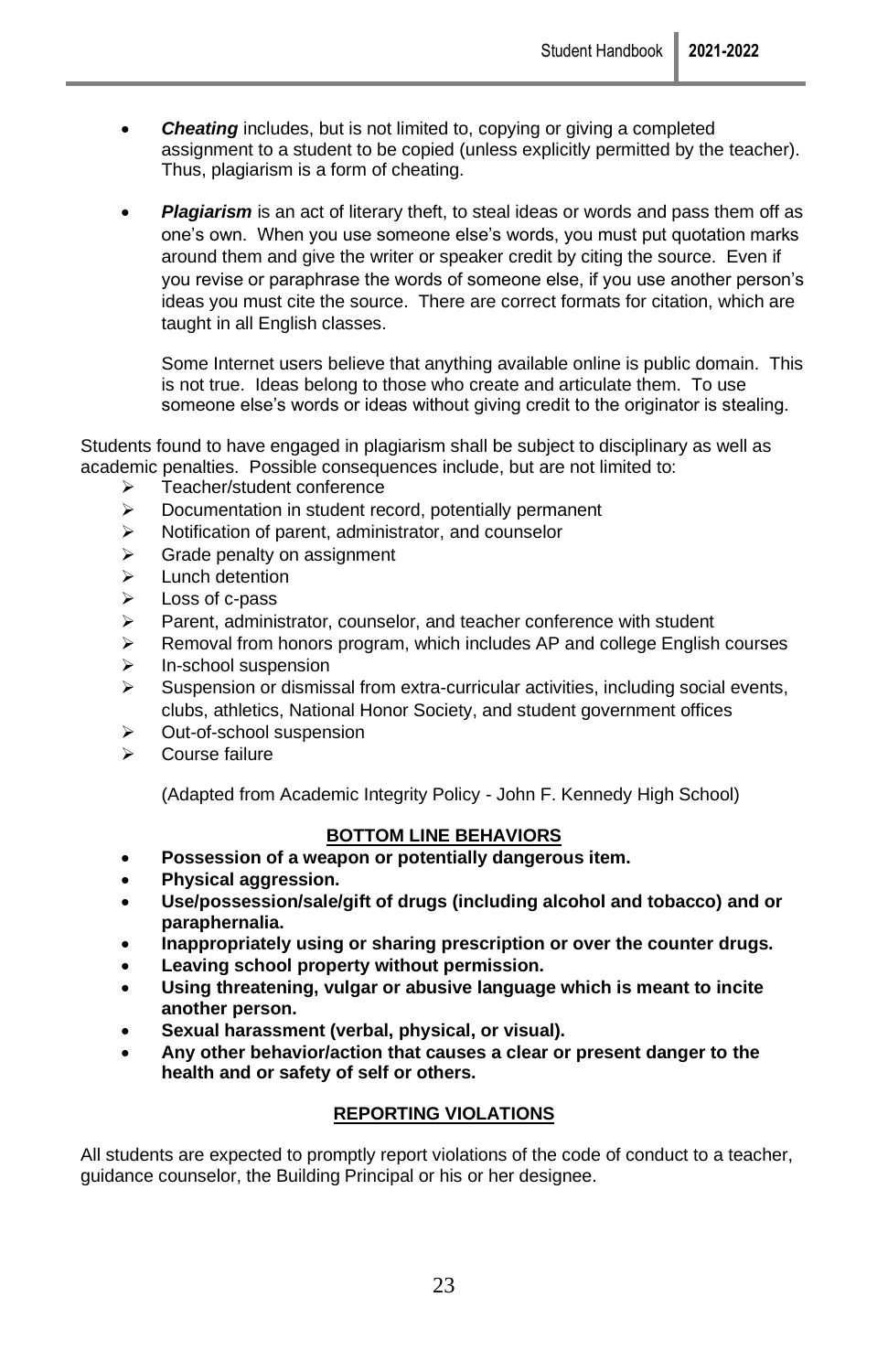- ***Cheating*** includes, but is not limited to, copying or giving a completed assignment to a student to be copied (unless explicitly permitted by the teacher). Thus, plagiarism is a form of cheating.

- ***Plagiarism*** is an act of literary theft, to steal ideas or words and pass them off as one's own. When you use someone else's words, you must put quotation marks around them and give the writer or speaker credit by citing the source. Even if you revise or paraphrase the words of someone else, if you use another person's ideas you must cite the source. There are correct formats for citation, which are taught in all English classes.

  Some Internet users believe that anything available online is public domain. This is not true. Ideas belong to those who create and articulate them. To use someone else's words or ideas without giving credit to the originator is stealing.

Students found to have engaged in plagiarism shall be subject to disciplinary as well as academic penalties. Possible consequences include, but are not limited to:

- Teacher/student conference
- Documentation in student record, potentially permanent
- Notification of parent, administrator, and counselor
- Grade penalty on assignment
- Lunch detention
- Loss of c-pass
- Parent, administrator, counselor, and teacher conference with student
- Removal from honors program, which includes AP and college English courses
- In-school suspension
- Suspension or dismissal from extra-curricular activities, including social events, clubs, athletics, National Honor Society, and student government offices
- Out-of-school suspension
- Course failure

(Adapted from Academic Integrity Policy - John F. Kennedy High School)

## BOTTOM LINE BEHAVIORS

- **Possession of a weapon or potentially dangerous item.**
- **Physical aggression.**
- **Use/possession/sale/gift of drugs (including alcohol and tobacco) and or paraphernalia.**
- **Inappropriately using or sharing prescription or over the counter drugs.**
- **Leaving school property without permission.**
- **Using threatening, vulgar or abusive language which is meant to incite another person.**
- **Sexual harassment (verbal, physical, or visual).**
- **Any other behavior/action that causes a clear or present danger to the health and or safety of self or others.**

## REPORTING VIOLATIONS

All students are expected to promptly report violations of the code of conduct to a teacher, guidance counselor, the Building Principal or his or her designee.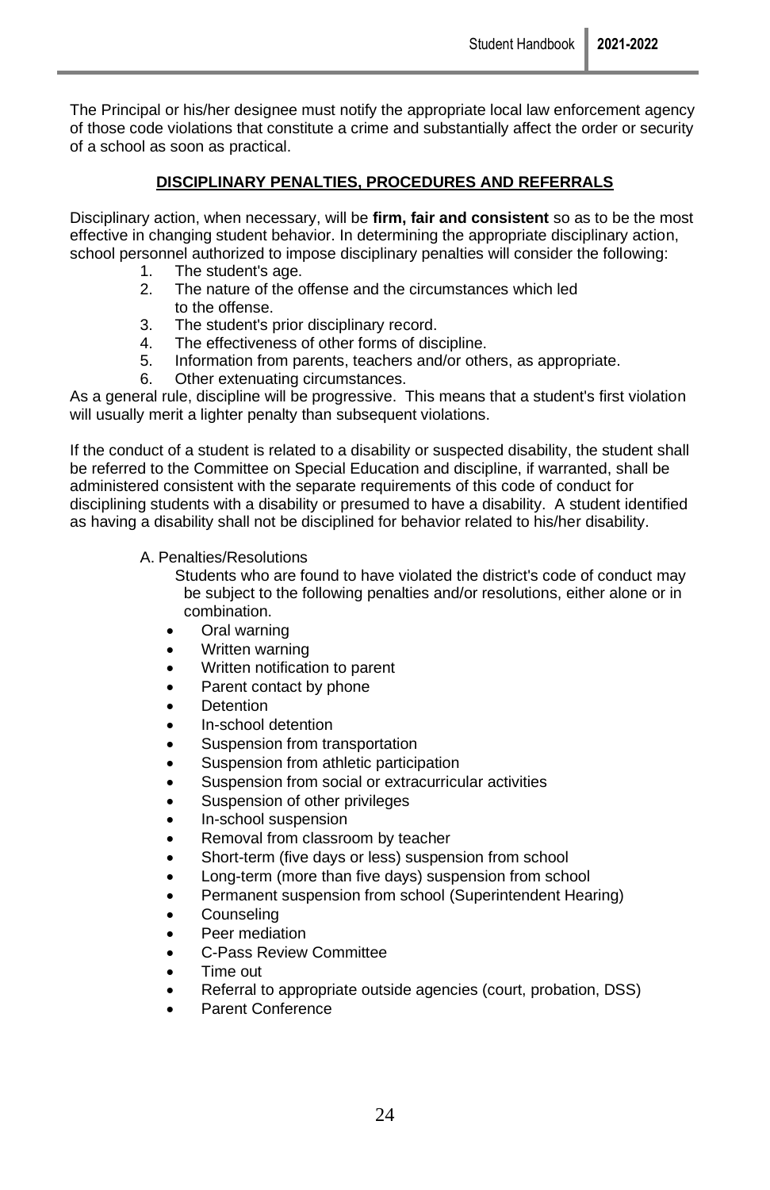The Principal or his/her designee must notify the appropriate local law enforcement agency of those code violations that constitute a crime and substantially affect the order or security of a school as soon as practical.

## DISCIPLINARY PENALTIES, PROCEDURES AND REFERRALS

Disciplinary action, when necessary, will be **firm, fair and consistent** so as to be the most effective in changing student behavior. In determining the appropriate disciplinary action, school personnel authorized to impose disciplinary penalties will consider the following:

1. The student's age.
2. The nature of the offense and the circumstances which led to the offense.
3. The student's prior disciplinary record.
4. The effectiveness of other forms of discipline.
5. Information from parents, teachers and/or others, as appropriate.
6. Other extenuating circumstances.

As a general rule, discipline will be progressive. This means that a student's first violation will usually merit a lighter penalty than subsequent violations.

If the conduct of a student is related to a disability or suspected disability, the student shall be referred to the Committee on Special Education and discipline, if warranted, shall be administered consistent with the separate requirements of this code of conduct for disciplining students with a disability or presumed to have a disability. A student identified as having a disability shall not be disciplined for behavior related to his/her disability.

A. Penalties/Resolutions

Students who are found to have violated the district's code of conduct may be subject to the following penalties and/or resolutions, either alone or in combination.

- Oral warning
- Written warning
- Written notification to parent
- Parent contact by phone
- Detention
- In-school detention
- Suspension from transportation
- Suspension from athletic participation
- Suspension from social or extracurricular activities
- Suspension of other privileges
- In-school suspension
- Removal from classroom by teacher
- Short-term (five days or less) suspension from school
- Long-term (more than five days) suspension from school
- Permanent suspension from school (Superintendent Hearing)
- Counseling
- Peer mediation
- C-Pass Review Committee
- Time out
- Referral to appropriate outside agencies (court, probation, DSS)
- Parent Conference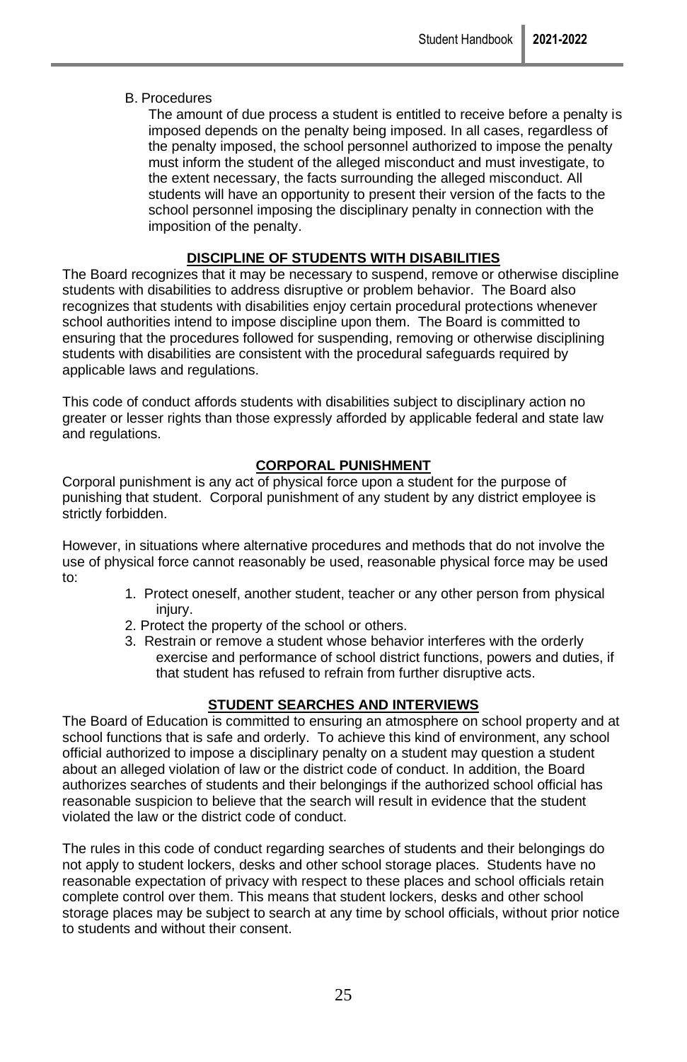B. Procedures

The amount of due process a student is entitled to receive before a penalty is imposed depends on the penalty being imposed. In all cases, regardless of the penalty imposed, the school personnel authorized to impose the penalty must inform the student of the alleged misconduct and must investigate, to the extent necessary, the facts surrounding the alleged misconduct. All students will have an opportunity to present their version of the facts to the school personnel imposing the disciplinary penalty in connection with the imposition of the penalty.

## DISCIPLINE OF STUDENTS WITH DISABILITIES

The Board recognizes that it may be necessary to suspend, remove or otherwise discipline students with disabilities to address disruptive or problem behavior. The Board also recognizes that students with disabilities enjoy certain procedural protections whenever school authorities intend to impose discipline upon them. The Board is committed to ensuring that the procedures followed for suspending, removing or otherwise disciplining students with disabilities are consistent with the procedural safeguards required by applicable laws and regulations.

This code of conduct affords students with disabilities subject to disciplinary action no greater or lesser rights than those expressly afforded by applicable federal and state law and regulations.

## CORPORAL PUNISHMENT

Corporal punishment is any act of physical force upon a student for the purpose of punishing that student. Corporal punishment of any student by any district employee is strictly forbidden.

However, in situations where alternative procedures and methods that do not involve the use of physical force cannot reasonably be used, reasonable physical force may be used to:

1. Protect oneself, another student, teacher or any other person from physical injury.
2. Protect the property of the school or others.
3. Restrain or remove a student whose behavior interferes with the orderly exercise and performance of school district functions, powers and duties, if that student has refused to refrain from further disruptive acts.

## STUDENT SEARCHES AND INTERVIEWS

The Board of Education is committed to ensuring an atmosphere on school property and at school functions that is safe and orderly. To achieve this kind of environment, any school official authorized to impose a disciplinary penalty on a student may question a student about an alleged violation of law or the district code of conduct. In addition, the Board authorizes searches of students and their belongings if the authorized school official has reasonable suspicion to believe that the search will result in evidence that the student violated the law or the district code of conduct.

The rules in this code of conduct regarding searches of students and their belongings do not apply to student lockers, desks and other school storage places. Students have no reasonable expectation of privacy with respect to these places and school officials retain complete control over them. This means that student lockers, desks and other school storage places may be subject to search at any time by school officials, without prior notice to students and without their consent.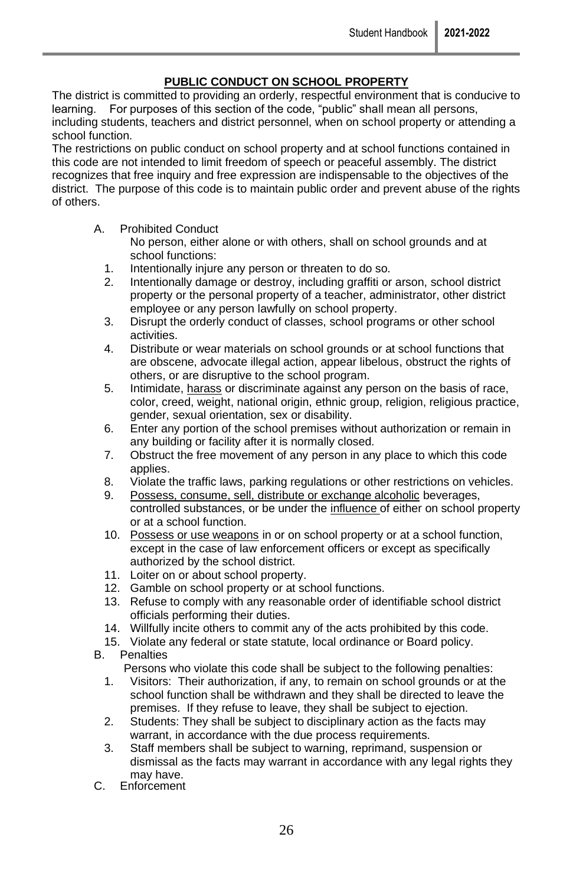## PUBLIC CONDUCT ON SCHOOL PROPERTY

The district is committed to providing an orderly, respectful environment that is conducive to learning. For purposes of this section of the code, "public" shall mean all persons, including students, teachers and district personnel, when on school property or attending a school function.

The restrictions on public conduct on school property and at school functions contained in this code are not intended to limit freedom of speech or peaceful assembly. The district recognizes that free inquiry and free expression are indispensable to the objectives of the district. The purpose of this code is to maintain public order and prevent abuse of the rights of others.

A. Prohibited Conduct

No person, either alone or with others, shall on school grounds and at school functions:

1. Intentionally injure any person or threaten to do so.
2. Intentionally damage or destroy, including graffiti or arson, school district property or the personal property of a teacher, administrator, other district employee or any person lawfully on school property.
3. Disrupt the orderly conduct of classes, school programs or other school activities.
4. Distribute or wear materials on school grounds or at school functions that are obscene, advocate illegal action, appear libelous, obstruct the rights of others, or are disruptive to the school program.
5. Intimidate, harass or discriminate against any person on the basis of race, color, creed, weight, national origin, ethnic group, religion, religious practice, gender, sexual orientation, sex or disability.
6. Enter any portion of the school premises without authorization or remain in any building or facility after it is normally closed.
7. Obstruct the free movement of any person in any place to which this code applies.
8. Violate the traffic laws, parking regulations or other restrictions on vehicles.
9. Possess, consume, sell, distribute or exchange alcoholic beverages, controlled substances, or be under the influence of either on school property or at a school function.
10. Possess or use weapons in or on school property or at a school function, except in the case of law enforcement officers or except as specifically authorized by the school district.
11. Loiter on or about school property.
12. Gamble on school property or at school functions.
13. Refuse to comply with any reasonable order of identifiable school district officials performing their duties.
14. Willfully incite others to commit any of the acts prohibited by this code.
15. Violate any federal or state statute, local ordinance or Board policy.

B. Penalties

Persons who violate this code shall be subject to the following penalties:

1. Visitors: Their authorization, if any, to remain on school grounds or at the school function shall be withdrawn and they shall be directed to leave the premises. If they refuse to leave, they shall be subject to ejection.
2. Students: They shall be subject to disciplinary action as the facts may warrant, in accordance with the due process requirements.
3. Staff members shall be subject to warning, reprimand, suspension or dismissal as the facts may warrant in accordance with any legal rights they may have.

C. Enforcement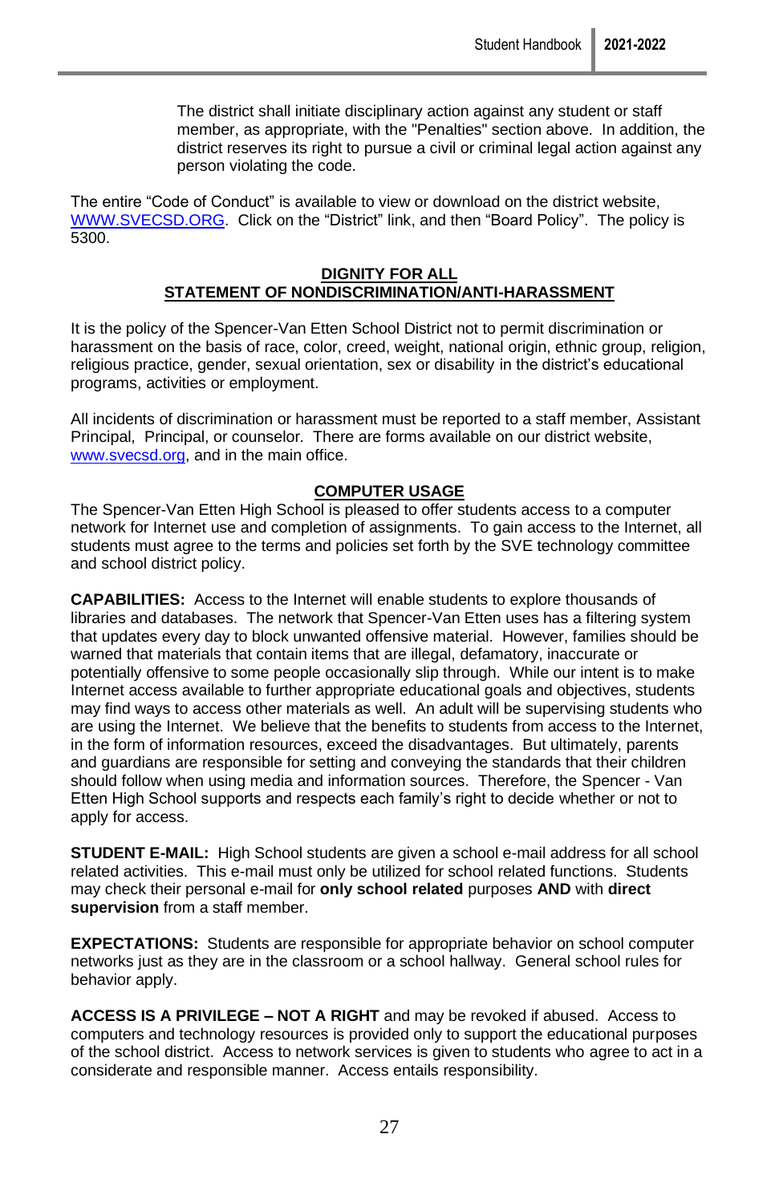The district shall initiate disciplinary action against any student or staff member, as appropriate, with the "Penalties" section above. In addition, the district reserves its right to pursue a civil or criminal legal action against any person violating the code.

The entire "Code of Conduct" is available to view or download on the district website, [WWW.SVECSD.ORG](http://WWW.SVECSD.ORG). Click on the "District" link, and then "Board Policy". The policy is 5300.

## DIGNITY FOR ALL
## STATEMENT OF NONDISCRIMINATION/ANTI-HARASSMENT

It is the policy of the Spencer-Van Etten School District not to permit discrimination or harassment on the basis of race, color, creed, weight, national origin, ethnic group, religion, religious practice, gender, sexual orientation, sex or disability in the district's educational programs, activities or employment.

All incidents of discrimination or harassment must be reported to a staff member, Assistant Principal, Principal, or counselor. There are forms available on our district website, [www.svecsd.org](http://www.svecsd.org), and in the main office.

## COMPUTER USAGE

The Spencer-Van Etten High School is pleased to offer students access to a computer network for Internet use and completion of assignments. To gain access to the Internet, all students must agree to the terms and policies set forth by the SVE technology committee and school district policy.

**CAPABILITIES:** Access to the Internet will enable students to explore thousands of libraries and databases. The network that Spencer-Van Etten uses has a filtering system that updates every day to block unwanted offensive material. However, families should be warned that materials that contain items that are illegal, defamatory, inaccurate or potentially offensive to some people occasionally slip through. While our intent is to make Internet access available to further appropriate educational goals and objectives, students may find ways to access other materials as well. An adult will be supervising students who are using the Internet. We believe that the benefits to students from access to the Internet, in the form of information resources, exceed the disadvantages. But ultimately, parents and guardians are responsible for setting and conveying the standards that their children should follow when using media and information sources. Therefore, the Spencer - Van Etten High School supports and respects each family's right to decide whether or not to apply for access.

**STUDENT E-MAIL:** High School students are given a school e-mail address for all school related activities. This e-mail must only be utilized for school related functions. Students may check their personal e-mail for **only school related** purposes **AND** with **direct supervision** from a staff member.

**EXPECTATIONS:** Students are responsible for appropriate behavior on school computer networks just as they are in the classroom or a school hallway. General school rules for behavior apply.

**ACCESS IS A PRIVILEGE – NOT A RIGHT** and may be revoked if abused. Access to computers and technology resources is provided only to support the educational purposes of the school district. Access to network services is given to students who agree to act in a considerate and responsible manner. Access entails responsibility.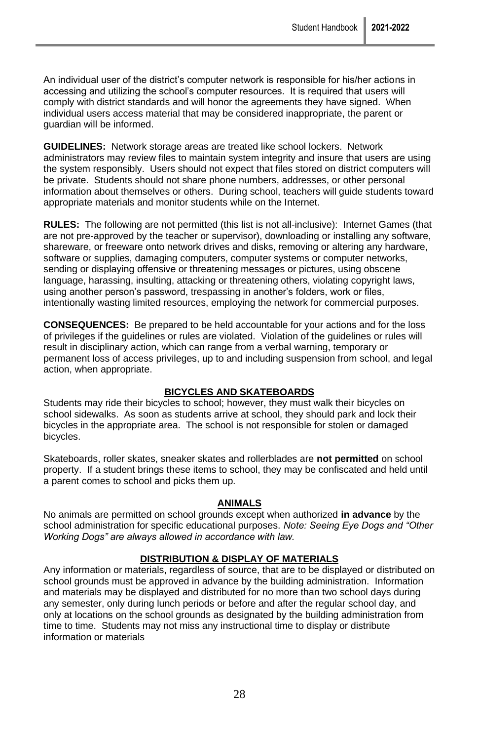An individual user of the district's computer network is responsible for his/her actions in accessing and utilizing the school's computer resources. It is required that users will comply with district standards and will honor the agreements they have signed. When individual users access material that may be considered inappropriate, the parent or guardian will be informed.

**GUIDELINES:** Network storage areas are treated like school lockers. Network administrators may review files to maintain system integrity and insure that users are using the system responsibly. Users should not expect that files stored on district computers will be private. Students should not share phone numbers, addresses, or other personal information about themselves or others. During school, teachers will guide students toward appropriate materials and monitor students while on the Internet.

**RULES:** The following are not permitted (this list is not all-inclusive): Internet Games (that are not pre-approved by the teacher or supervisor), downloading or installing any software, shareware, or freeware onto network drives and disks, removing or altering any hardware, software or supplies, damaging computers, computer systems or computer networks, sending or displaying offensive or threatening messages or pictures, using obscene language, harassing, insulting, attacking or threatening others, violating copyright laws, using another person's password, trespassing in another's folders, work or files, intentionally wasting limited resources, employing the network for commercial purposes.

**CONSEQUENCES:** Be prepared to be held accountable for your actions and for the loss of privileges if the guidelines or rules are violated. Violation of the guidelines or rules will result in disciplinary action, which can range from a verbal warning, temporary or permanent loss of access privileges, up to and including suspension from school, and legal action, when appropriate.

## BICYCLES AND SKATEBOARDS

Students may ride their bicycles to school; however, they must walk their bicycles on school sidewalks. As soon as students arrive at school, they should park and lock their bicycles in the appropriate area. The school is not responsible for stolen or damaged bicycles.

Skateboards, roller skates, sneaker skates and rollerblades are **not permitted** on school property. If a student brings these items to school, they may be confiscated and held until a parent comes to school and picks them up.

## ANIMALS

No animals are permitted on school grounds except when authorized **in advance** by the school administration for specific educational purposes. *Note: Seeing Eye Dogs and "Other Working Dogs" are always allowed in accordance with law.*

## DISTRIBUTION & DISPLAY OF MATERIALS

Any information or materials, regardless of source, that are to be displayed or distributed on school grounds must be approved in advance by the building administration. Information and materials may be displayed and distributed for no more than two school days during any semester, only during lunch periods or before and after the regular school day, and only at locations on the school grounds as designated by the building administration from time to time. Students may not miss any instructional time to display or distribute information or materials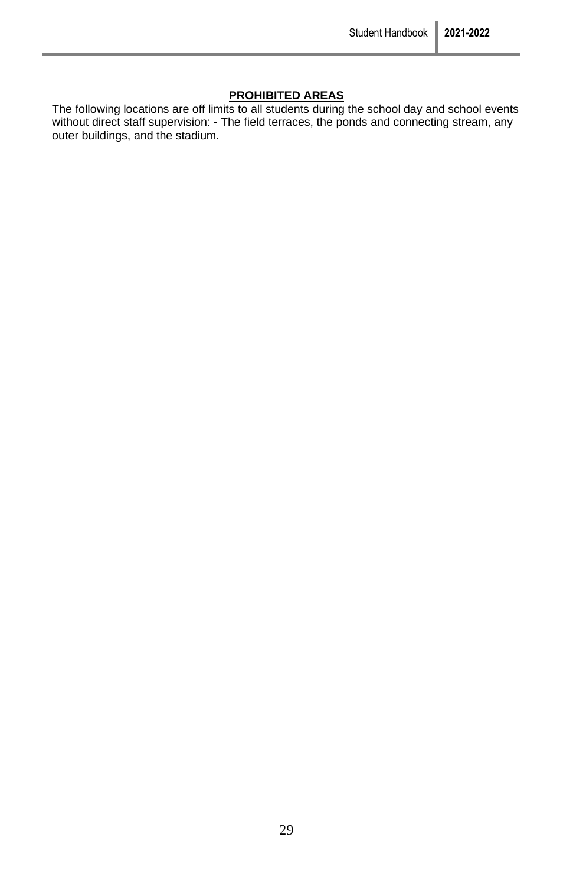## PROHIBITED AREAS

The following locations are off limits to all students during the school day and school events without direct staff supervision: - The field terraces, the ponds and connecting stream, any outer buildings, and the stadium.